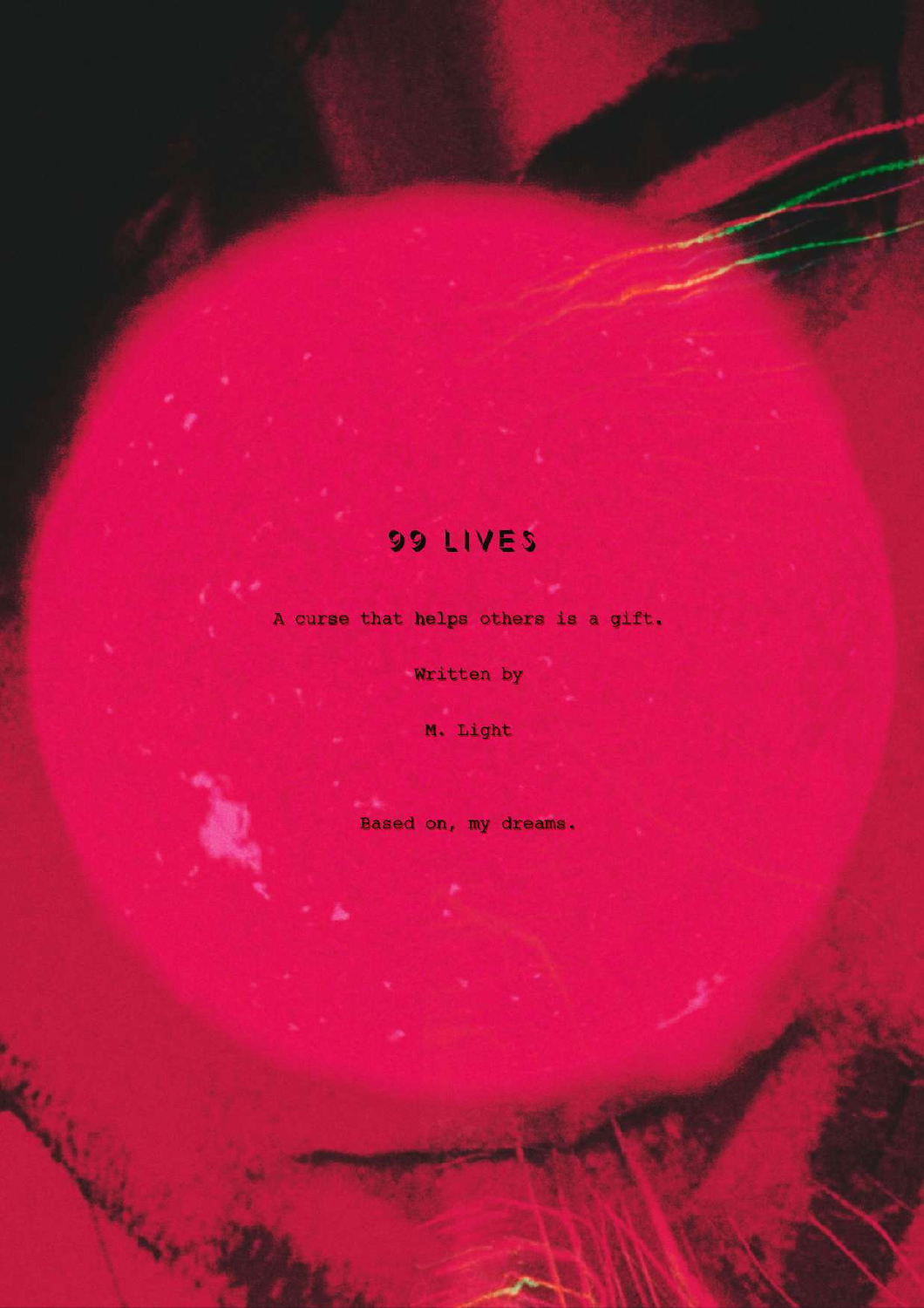# 99 LIVES

A curse that helps others is a gift.

Written by

M. Light

Based on, my dreams.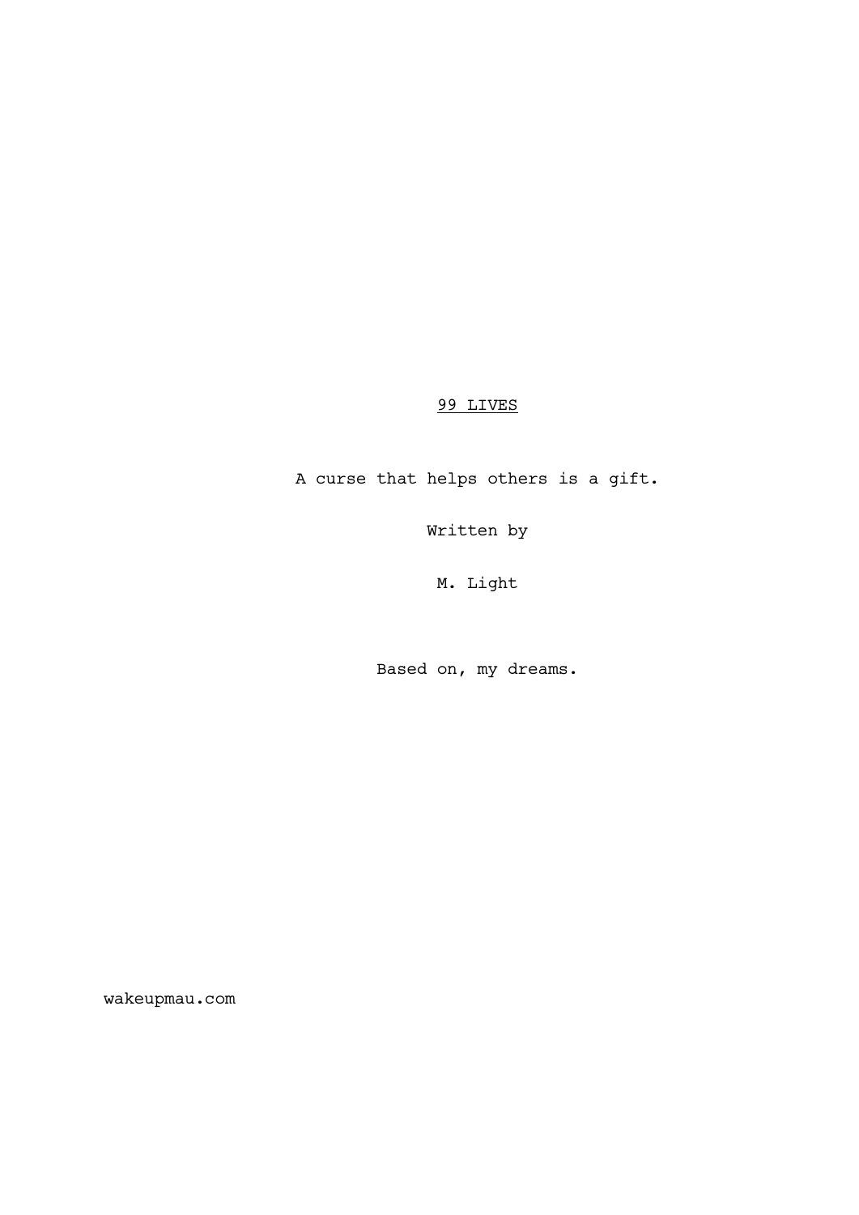# 99 LIVES

A curse that helps others is a gift.

Written by

M. Light

Based on, my dreams.

wakeupmau.com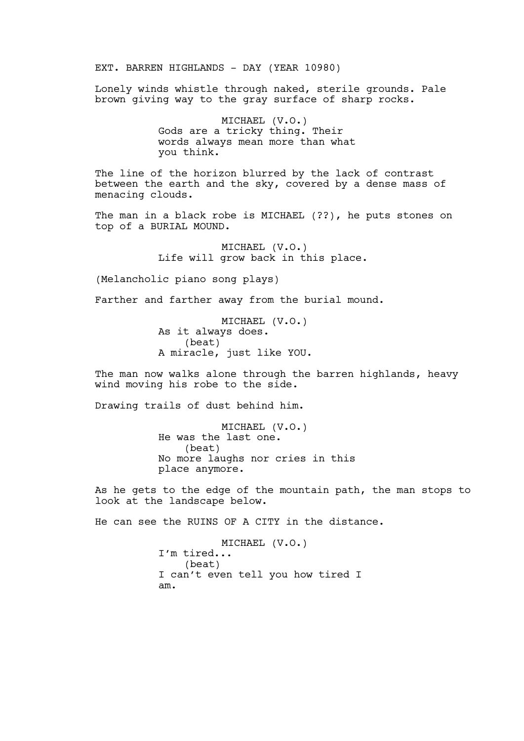EXT. BARREN HIGHLANDS - DAY (YEAR 10980)

Lonely winds whistle through naked, sterile grounds. Pale brown giving way to the gray surface of sharp rocks.

MICHAEL (V.O.)
Gods are a tricky thing. Their words always mean more than what you think.

The line of the horizon blurred by the lack of contrast between the earth and the sky, covered by a dense mass of menacing clouds.

The man in a black robe is MICHAEL (??), he puts stones on top of a BURIAL MOUND.

MICHAEL (V.O.)
Life will grow back in this place.

(Melancholic piano song plays)

Farther and farther away from the burial mound.

MICHAEL (V.O.)
As it always does.
(beat)
A miracle, just like YOU.

The man now walks alone through the barren highlands, heavy wind moving his robe to the side.

Drawing trails of dust behind him.

MICHAEL (V.O.)
He was the last one.
(beat)
No more laughs nor cries in this place anymore.

As he gets to the edge of the mountain path, the man stops to look at the landscape below.

He can see the RUINS OF A CITY in the distance.

MICHAEL (V.O.)
I'm tired...
(beat)
I can't even tell you how tired I am.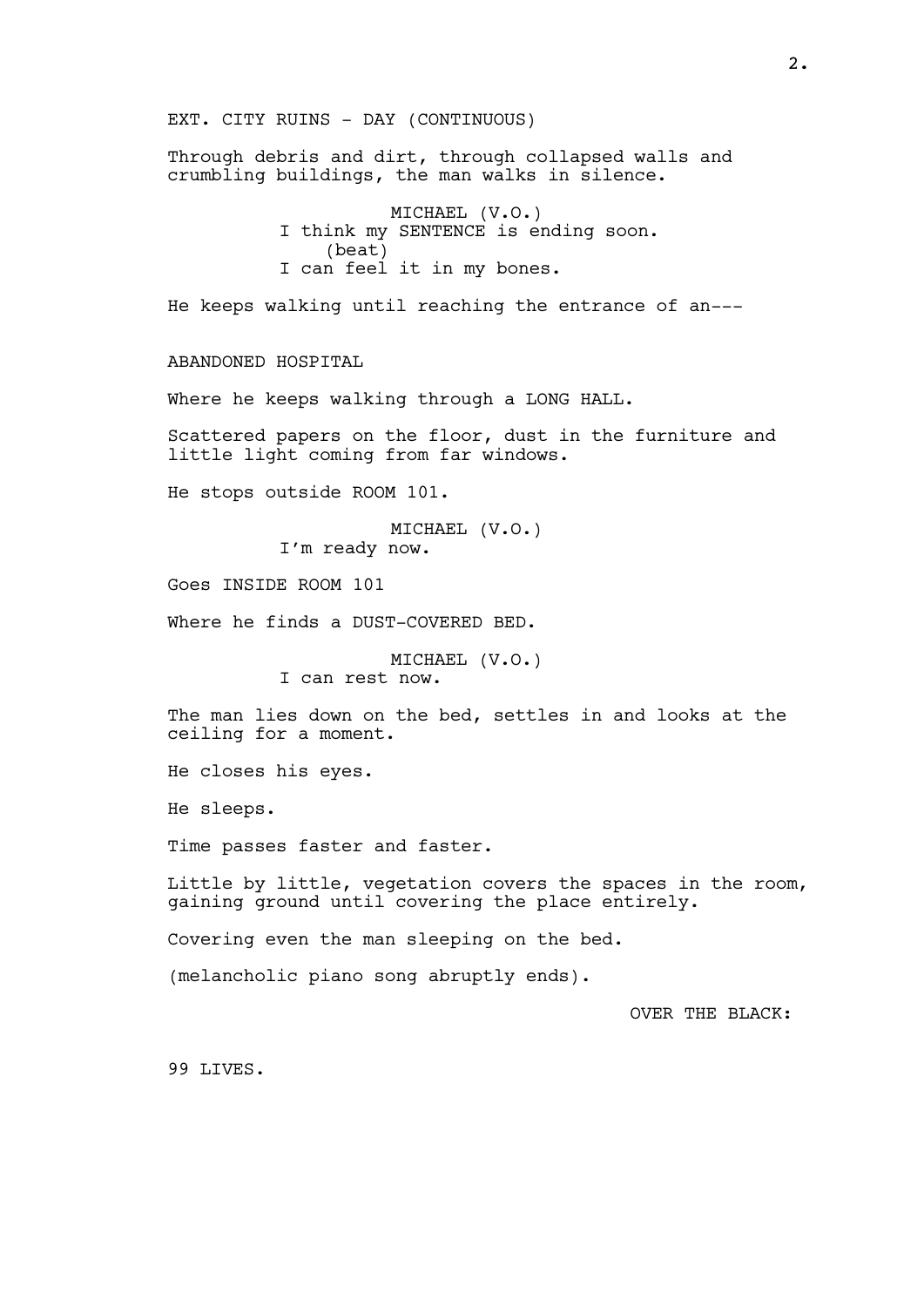EXT. CITY RUINS - DAY (CONTINUOUS)

Through debris and dirt, through collapsed walls and crumbling buildings, the man walks in silence.

MICHAEL (V.O.)
I think my SENTENCE is ending soon.
(beat)
I can feel it in my bones.

He keeps walking until reaching the entrance of an---

ABANDONED HOSPITAL

Where he keeps walking through a LONG HALL.

Scattered papers on the floor, dust in the furniture and little light coming from far windows.

He stops outside ROOM 101.

MICHAEL (V.O.)
I'm ready now.

Goes INSIDE ROOM 101

Where he finds a DUST-COVERED BED.

MICHAEL (V.O.)
I can rest now.

The man lies down on the bed, settles in and looks at the ceiling for a moment.

He closes his eyes.

He sleeps.

Time passes faster and faster.

Little by little, vegetation covers the spaces in the room, gaining ground until covering the place entirely.

Covering even the man sleeping on the bed.

(melancholic piano song abruptly ends).

OVER THE BLACK:

99 LIVES.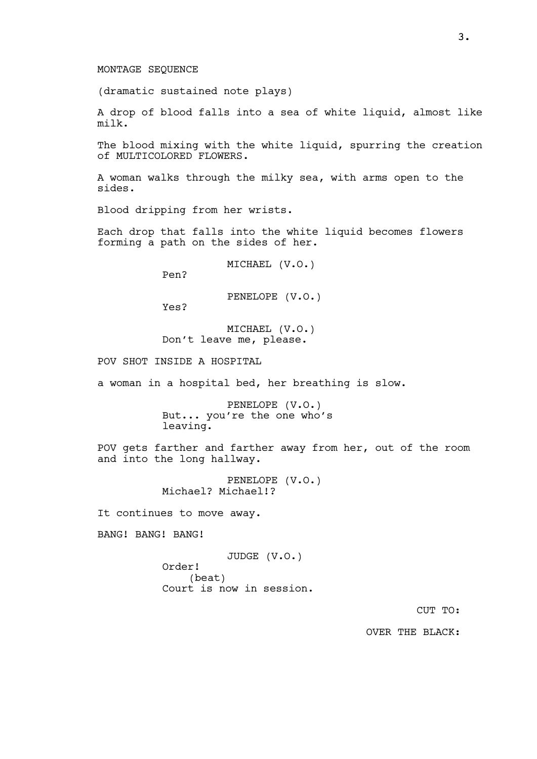MONTAGE SEQUENCE

(dramatic sustained note plays)

A drop of blood falls into a sea of white liquid, almost like milk.

The blood mixing with the white liquid, spurring the creation of MULTICOLORED FLOWERS.

A woman walks through the milky sea, with arms open to the sides.

Blood dripping from her wrists.

Each drop that falls into the white liquid becomes flowers forming a path on the sides of her.

MICHAEL (V.O.)
Pen?

PENELOPE (V.O.)
Yes?

MICHAEL (V.O.)
Don't leave me, please.

POV SHOT INSIDE A HOSPITAL

a woman in a hospital bed, her breathing is slow.

PENELOPE (V.O.)
But... you're the one who's leaving.

POV gets farther and farther away from her, out of the room and into the long hallway.

PENELOPE (V.O.)
Michael? Michael!?

It continues to move away.

BANG! BANG! BANG!

JUDGE (V.O.)
Order!
(beat)
Court is now in session.

CUT TO:

OVER THE BLACK: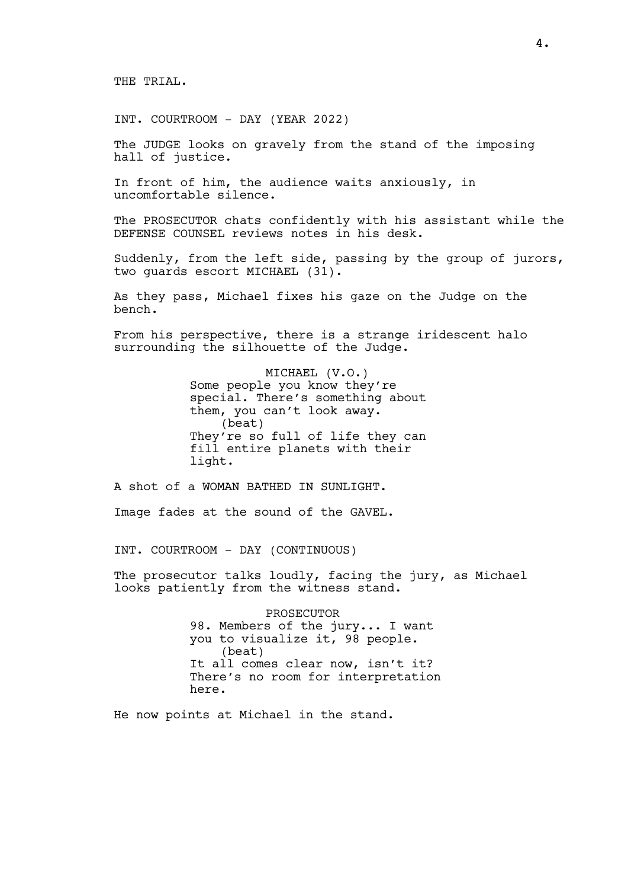THE TRIAL.

INT. COURTROOM - DAY (YEAR 2022)

The JUDGE looks on gravely from the stand of the imposing hall of justice.

In front of him, the audience waits anxiously, in uncomfortable silence.

The PROSECUTOR chats confidently with his assistant while the DEFENSE COUNSEL reviews notes in his desk.

Suddenly, from the left side, passing by the group of jurors, two guards escort MICHAEL (31).

As they pass, Michael fixes his gaze on the Judge on the bench.

From his perspective, there is a strange iridescent halo surrounding the silhouette of the Judge.

MICHAEL (V.O.)
Some people you know they're special. There's something about them, you can't look away.
(beat)
They're so full of life they can fill entire planets with their light.

A shot of a WOMAN BATHED IN SUNLIGHT.

Image fades at the sound of the GAVEL.

INT. COURTROOM - DAY (CONTINUOUS)

The prosecutor talks loudly, facing the jury, as Michael looks patiently from the witness stand.

PROSECUTOR
98. Members of the jury... I want you to visualize it, 98 people.
(beat)
It all comes clear now, isn't it? There's no room for interpretation here.

He now points at Michael in the stand.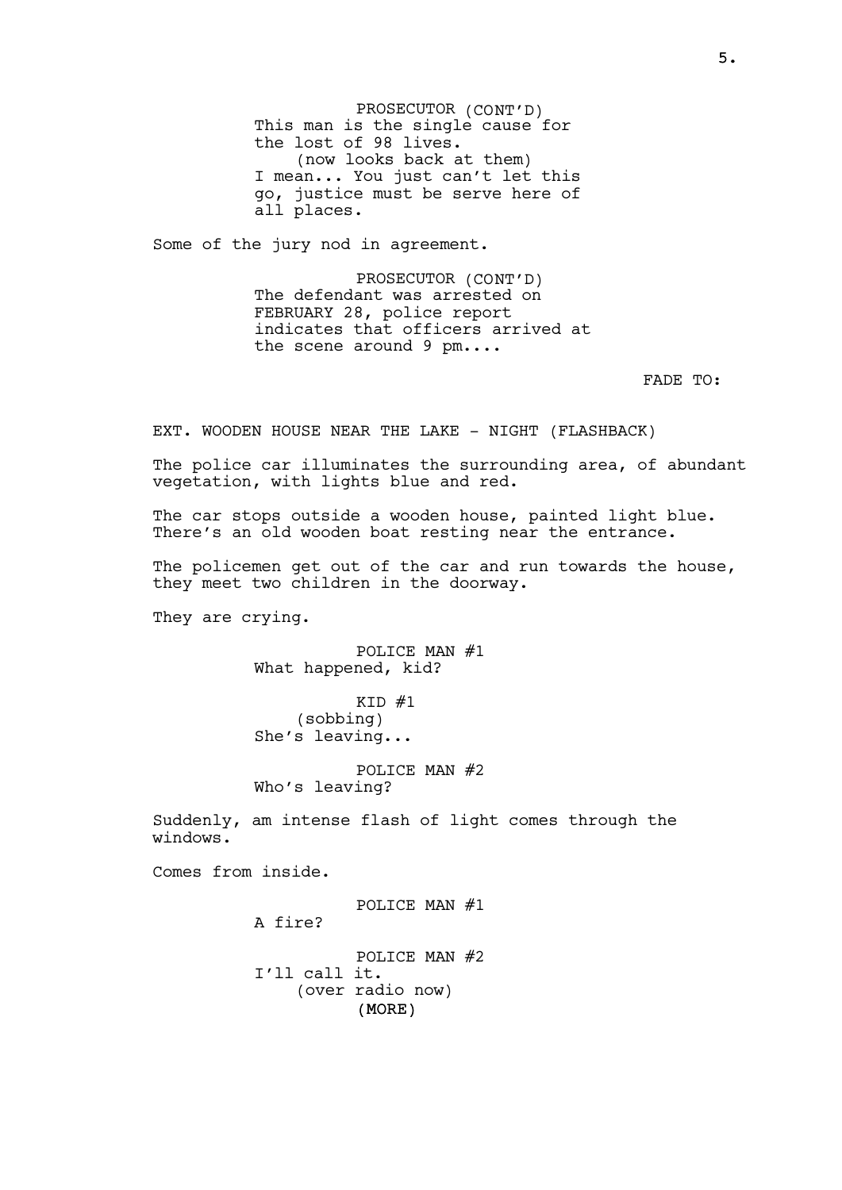PROSECUTOR (CONT'D)
This man is the single cause for the lost of 98 lives.
(now looks back at them)
I mean... You just can't let this go, justice must be serve here of all places.

Some of the jury nod in agreement.

PROSECUTOR (CONT'D)
The defendant was arrested on FEBRUARY 28, police report indicates that officers arrived at the scene around 9 pm....

FADE TO:

EXT. WOODEN HOUSE NEAR THE LAKE - NIGHT (FLASHBACK)

The police car illuminates the surrounding area, of abundant vegetation, with lights blue and red.

The car stops outside a wooden house, painted light blue. There's an old wooden boat resting near the entrance.

The policemen get out of the car and run towards the house, they meet two children in the doorway.

They are crying.

POLICE MAN #1
What happened, kid?

KID #1
(sobbing)
She's leaving...

POLICE MAN #2
Who's leaving?

Suddenly, am intense flash of light comes through the windows.

Comes from inside.

POLICE MAN #1
A fire?

POLICE MAN #2
I'll call it.
(over radio now)
(MORE)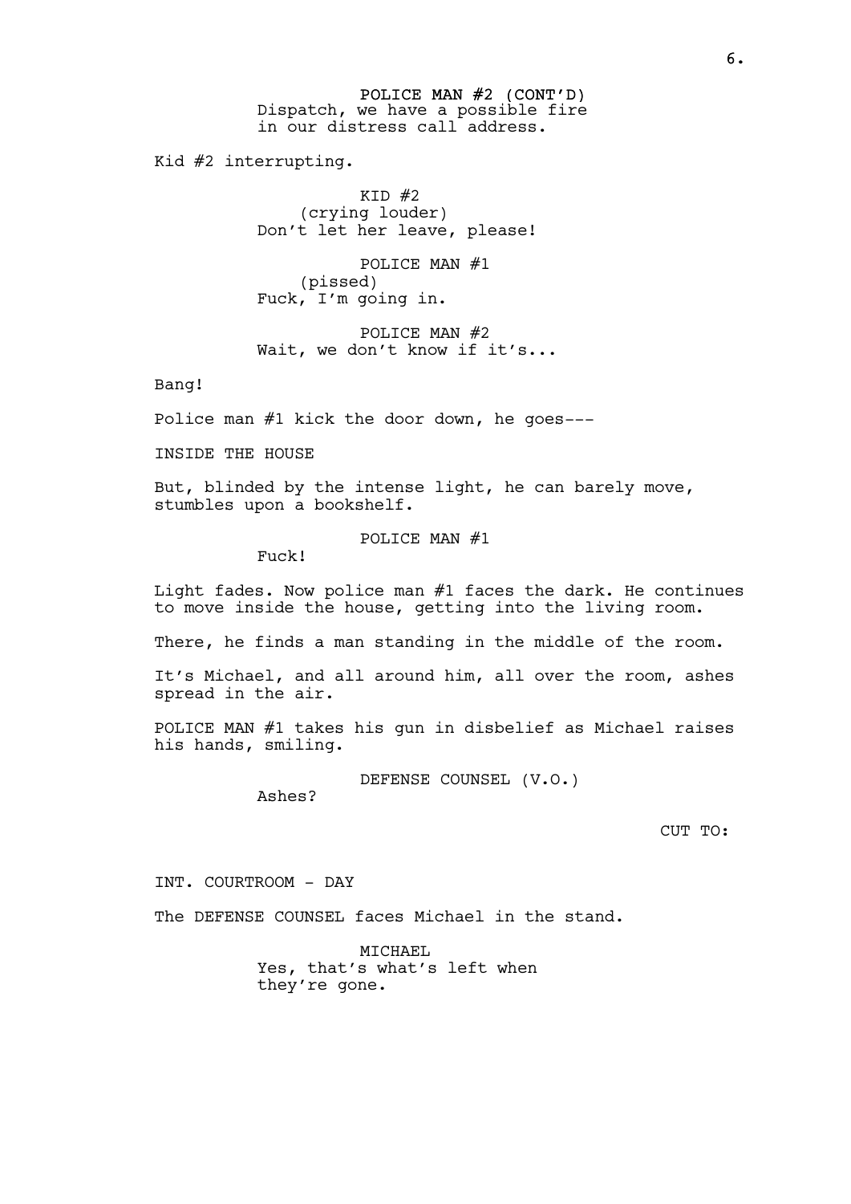POLICE MAN #2 (CONT'D)
Dispatch, we have a possible fire in our distress call address.

Kid #2 interrupting.

KID #2
(crying louder)
Don't let her leave, please!

POLICE MAN #1
(pissed)
Fuck, I'm going in.

POLICE MAN #2
Wait, we don't know if it's...

Bang!

Police man #1 kick the door down, he goes---

INSIDE THE HOUSE

But, blinded by the intense light, he can barely move, stumbles upon a bookshelf.

POLICE MAN #1
Fuck!

Light fades. Now police man #1 faces the dark. He continues to move inside the house, getting into the living room.

There, he finds a man standing in the middle of the room.

It's Michael, and all around him, all over the room, ashes spread in the air.

POLICE MAN #1 takes his gun in disbelief as Michael raises his hands, smiling.

DEFENSE COUNSEL (V.O.)
Ashes?

CUT TO:

INT. COURTROOM - DAY

The DEFENSE COUNSEL faces Michael in the stand.

MICHAEL
Yes, that's what's left when they're gone.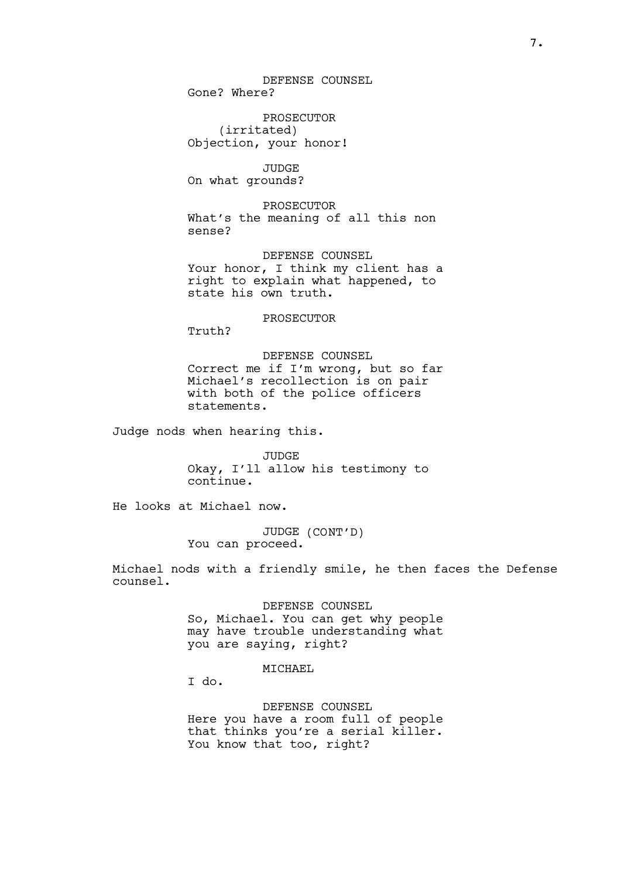DEFENSE COUNSEL

Gone? Where?

PROSECUTOR

(irritated)

Objection, your honor!

JUDGE

On what grounds?

PROSECUTOR

What's the meaning of all this non sense?

DEFENSE COUNSEL

Your honor, I think my client has a right to explain what happened, to state his own truth.

PROSECUTOR

Truth?

DEFENSE COUNSEL

Correct me if I'm wrong, but so far Michael's recollection is on pair with both of the police officers statements.

Judge nods when hearing this.

JUDGE

Okay, I'll allow his testimony to continue.

He looks at Michael now.

JUDGE (CONT'D)

You can proceed.

Michael nods with a friendly smile, he then faces the Defense counsel.

DEFENSE COUNSEL

So, Michael. You can get why people may have trouble understanding what you are saying, right?

MICHAEL

I do.

DEFENSE COUNSEL

Here you have a room full of people that thinks you're a serial killer. You know that too, right?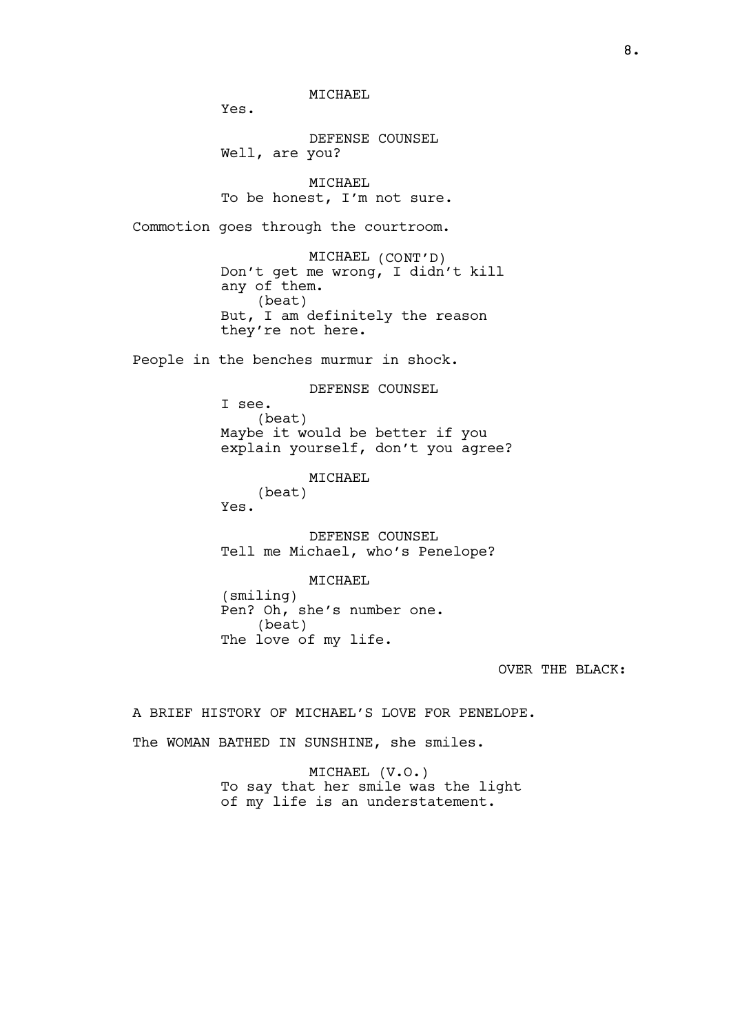MICHAEL
Yes.

DEFENSE COUNSEL
Well, are you?

MICHAEL
To be honest, I'm not sure.

Commotion goes through the courtroom.

MICHAEL (CONT'D)
Don't get me wrong, I didn't kill any of them.
(beat)
But, I am definitely the reason they're not here.

People in the benches murmur in shock.

DEFENSE COUNSEL
I see.
(beat)
Maybe it would be better if you explain yourself, don't you agree?

MICHAEL
(beat)
Yes.

DEFENSE COUNSEL
Tell me Michael, who's Penelope?

MICHAEL
(smiling)
Pen? Oh, she's number one.
(beat)
The love of my life.

OVER THE BLACK:

A BRIEF HISTORY OF MICHAEL'S LOVE FOR PENELOPE.

The WOMAN BATHED IN SUNSHINE, she smiles.

MICHAEL (V.O.)
To say that her smile was the light of my life is an understatement.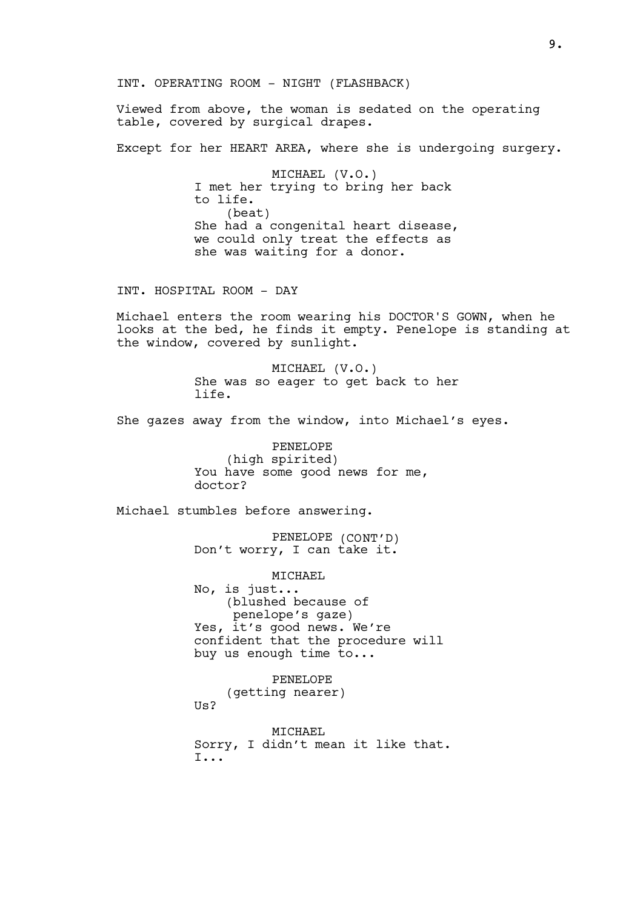INT. OPERATING ROOM - NIGHT (FLASHBACK)

Viewed from above, the woman is sedated on the operating table, covered by surgical drapes.

Except for her HEART AREA, where she is undergoing surgery.

MICHAEL (V.O.)
I met her trying to bring her back to life.
(beat)
She had a congenital heart disease, we could only treat the effects as she was waiting for a donor.

INT. HOSPITAL ROOM - DAY

Michael enters the room wearing his DOCTOR'S GOWN, when he looks at the bed, he finds it empty. Penelope is standing at the window, covered by sunlight.

MICHAEL (V.O.)
She was so eager to get back to her life.

She gazes away from the window, into Michael's eyes.

PENELOPE
(high spirited)
You have some good news for me, doctor?

Michael stumbles before answering.

PENELOPE (CONT'D)
Don't worry, I can take it.

MICHAEL
No, is just...
(blushed because of penelope's gaze)
Yes, it's good news. We're confident that the procedure will buy us enough time to...

PENELOPE
(getting nearer)
Us?

MICHAEL
Sorry, I didn't mean it like that.
I...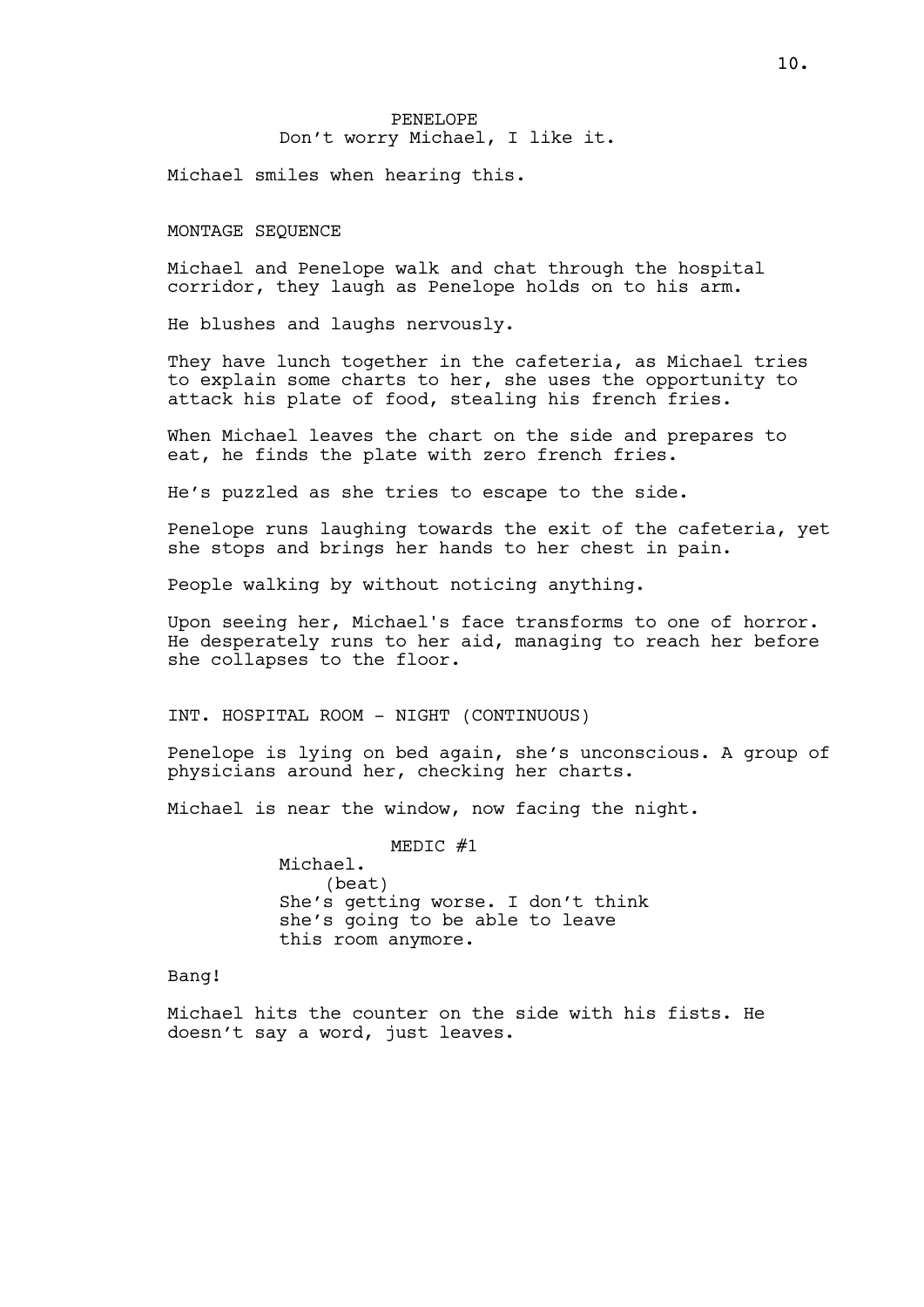PENELOPE
Don't worry Michael, I like it.

Michael smiles when hearing this.

MONTAGE SEQUENCE

Michael and Penelope walk and chat through the hospital corridor, they laugh as Penelope holds on to his arm.

He blushes and laughs nervously.

They have lunch together in the cafeteria, as Michael tries to explain some charts to her, she uses the opportunity to attack his plate of food, stealing his french fries.

When Michael leaves the chart on the side and prepares to eat, he finds the plate with zero french fries.

He's puzzled as she tries to escape to the side.

Penelope runs laughing towards the exit of the cafeteria, yet she stops and brings her hands to her chest in pain.

People walking by without noticing anything.

Upon seeing her, Michael's face transforms to one of horror. He desperately runs to her aid, managing to reach her before she collapses to the floor.

INT. HOSPITAL ROOM - NIGHT (CONTINUOUS)

Penelope is lying on bed again, she's unconscious. A group of physicians around her, checking her charts.

Michael is near the window, now facing the night.

MEDIC #1
Michael.
(beat)
She's getting worse. I don't think she's going to be able to leave this room anymore.

Bang!

Michael hits the counter on the side with his fists. He doesn't say a word, just leaves.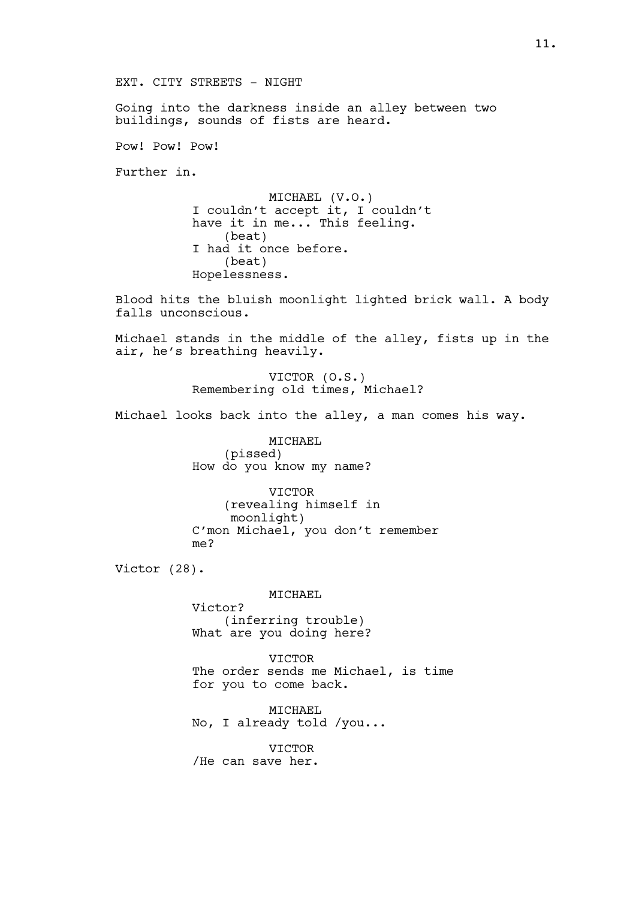EXT. CITY STREETS - NIGHT

Going into the darkness inside an alley between two buildings, sounds of fists are heard.

Pow! Pow! Pow!

Further in.

MICHAEL (V.O.)
I couldn't accept it, I couldn't have it in me... This feeling.
(beat)
I had it once before.
(beat)
Hopelessness.

Blood hits the bluish moonlight lighted brick wall. A body falls unconscious.

Michael stands in the middle of the alley, fists up in the air, he's breathing heavily.

VICTOR (O.S.)
Remembering old times, Michael?

Michael looks back into the alley, a man comes his way.

MICHAEL
(pissed)
How do you know my name?

VICTOR
(revealing himself in moonlight)
C'mon Michael, you don't remember me?

Victor (28).

MICHAEL
Victor?
(inferring trouble)
What are you doing here?

VICTOR
The order sends me Michael, is time for you to come back.

MICHAEL
No, I already told /you...

VICTOR
/He can save her.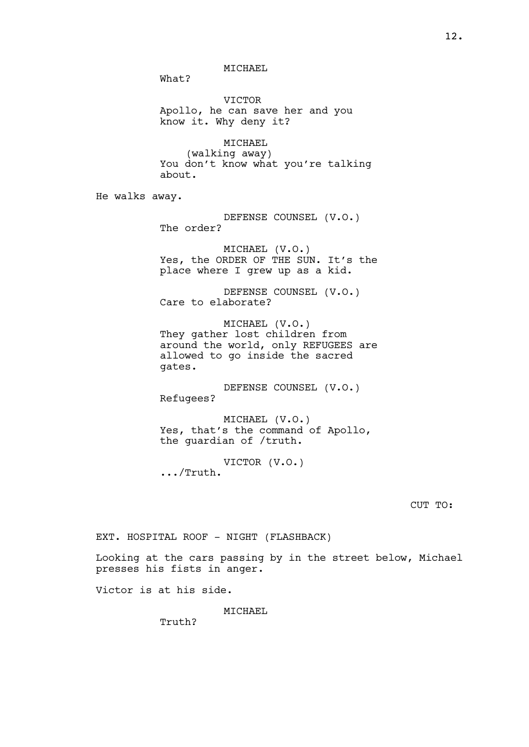MICHAEL
What?

VICTOR
Apollo, he can save her and you know it. Why deny it?

MICHAEL
(walking away)
You don't know what you're talking about.

He walks away.

DEFENSE COUNSEL (V.O.)
The order?

MICHAEL (V.O.)
Yes, the ORDER OF THE SUN. It's the place where I grew up as a kid.

DEFENSE COUNSEL (V.O.)
Care to elaborate?

MICHAEL (V.O.)
They gather lost children from around the world, only REFUGEES are allowed to go inside the sacred gates.

DEFENSE COUNSEL (V.O.)
Refugees?

MICHAEL (V.O.)
Yes, that's the command of Apollo, the guardian of /truth.

VICTOR (V.O.)
.../Truth.

CUT TO:

EXT. HOSPITAL ROOF - NIGHT (FLASHBACK)

Looking at the cars passing by in the street below, Michael presses his fists in anger.

Victor is at his side.

MICHAEL
Truth?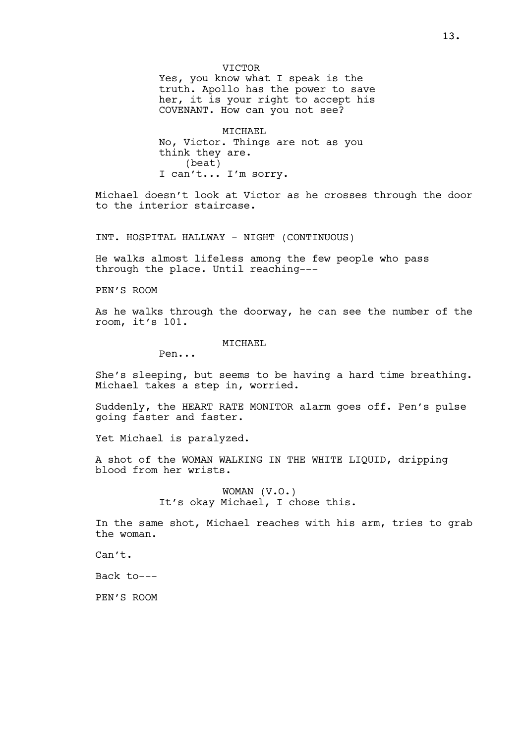VICTOR

Yes, you know what I speak is the truth. Apollo has the power to save her, it is your right to accept his COVENANT. How can you not see?

MICHAEL

No, Victor. Things are not as you think they are.

(beat)

I can't... I'm sorry.

Michael doesn't look at Victor as he crosses through the door to the interior staircase.

INT. HOSPITAL HALLWAY - NIGHT (CONTINUOUS)

He walks almost lifeless among the few people who pass through the place. Until reaching---

PEN'S ROOM

As he walks through the doorway, he can see the number of the room, it's 101.

MICHAEL

Pen...

She's sleeping, but seems to be having a hard time breathing. Michael takes a step in, worried.

Suddenly, the HEART RATE MONITOR alarm goes off. Pen's pulse going faster and faster.

Yet Michael is paralyzed.

A shot of the WOMAN WALKING IN THE WHITE LIQUID, dripping blood from her wrists.

WOMAN (V.O.)

It's okay Michael, I chose this.

In the same shot, Michael reaches with his arm, tries to grab the woman.

Can't.

Back to---

PEN'S ROOM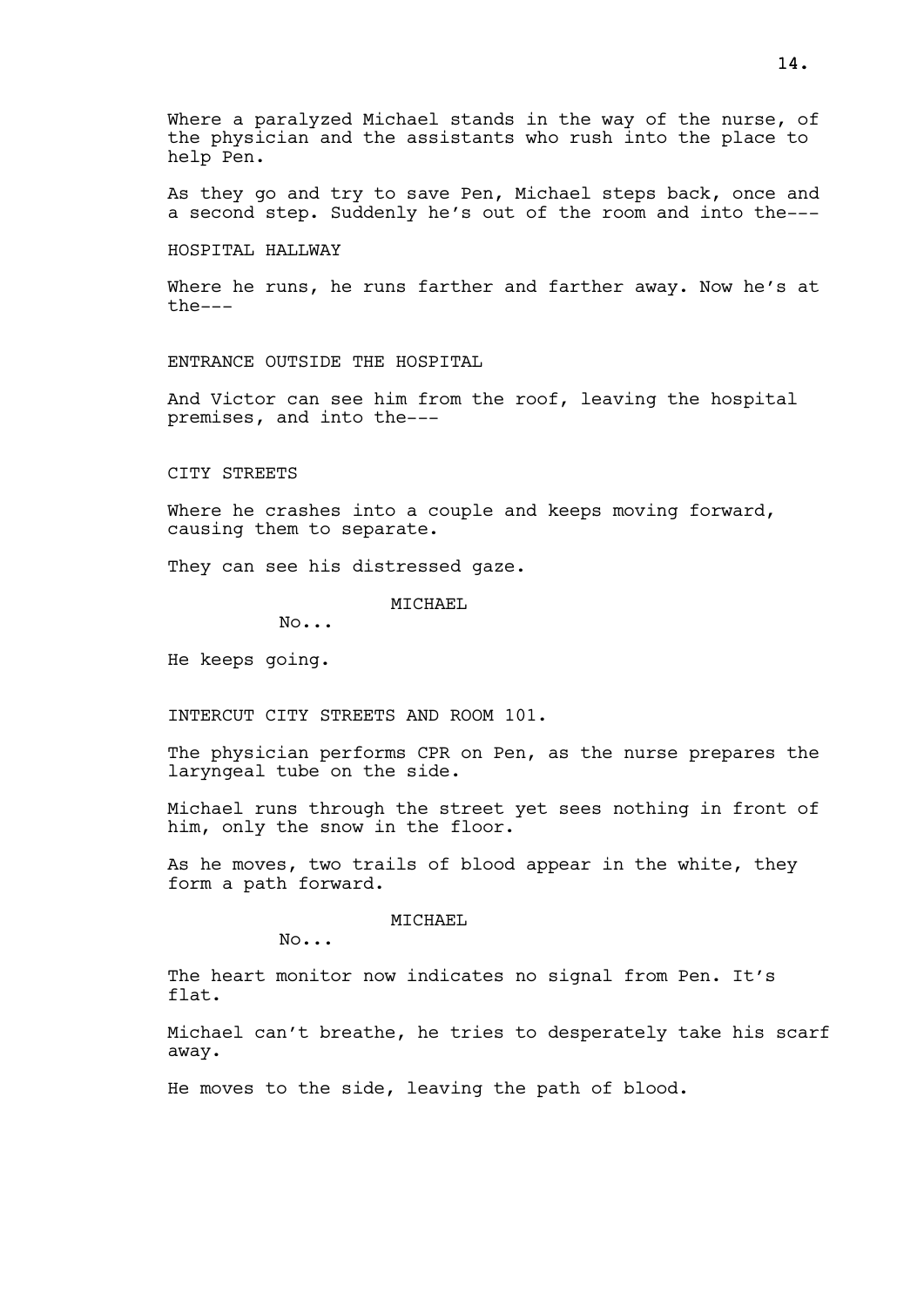Where a paralyzed Michael stands in the way of the nurse, of the physician and the assistants who rush into the place to help Pen.

As they go and try to save Pen, Michael steps back, once and a second step. Suddenly he's out of the room and into the---

HOSPITAL HALLWAY

Where he runs, he runs farther and farther away. Now he's at the---

ENTRANCE OUTSIDE THE HOSPITAL

And Victor can see him from the roof, leaving the hospital premises, and into the---

CITY STREETS

Where he crashes into a couple and keeps moving forward, causing them to separate.

They can see his distressed gaze.

MICHAEL

No...

He keeps going.

INTERCUT CITY STREETS AND ROOM 101.

The physician performs CPR on Pen, as the nurse prepares the laryngeal tube on the side.

Michael runs through the street yet sees nothing in front of him, only the snow in the floor.

As he moves, two trails of blood appear in the white, they form a path forward.

MICHAEL

No...

The heart monitor now indicates no signal from Pen. It's flat.

Michael can't breathe, he tries to desperately take his scarf away.

He moves to the side, leaving the path of blood.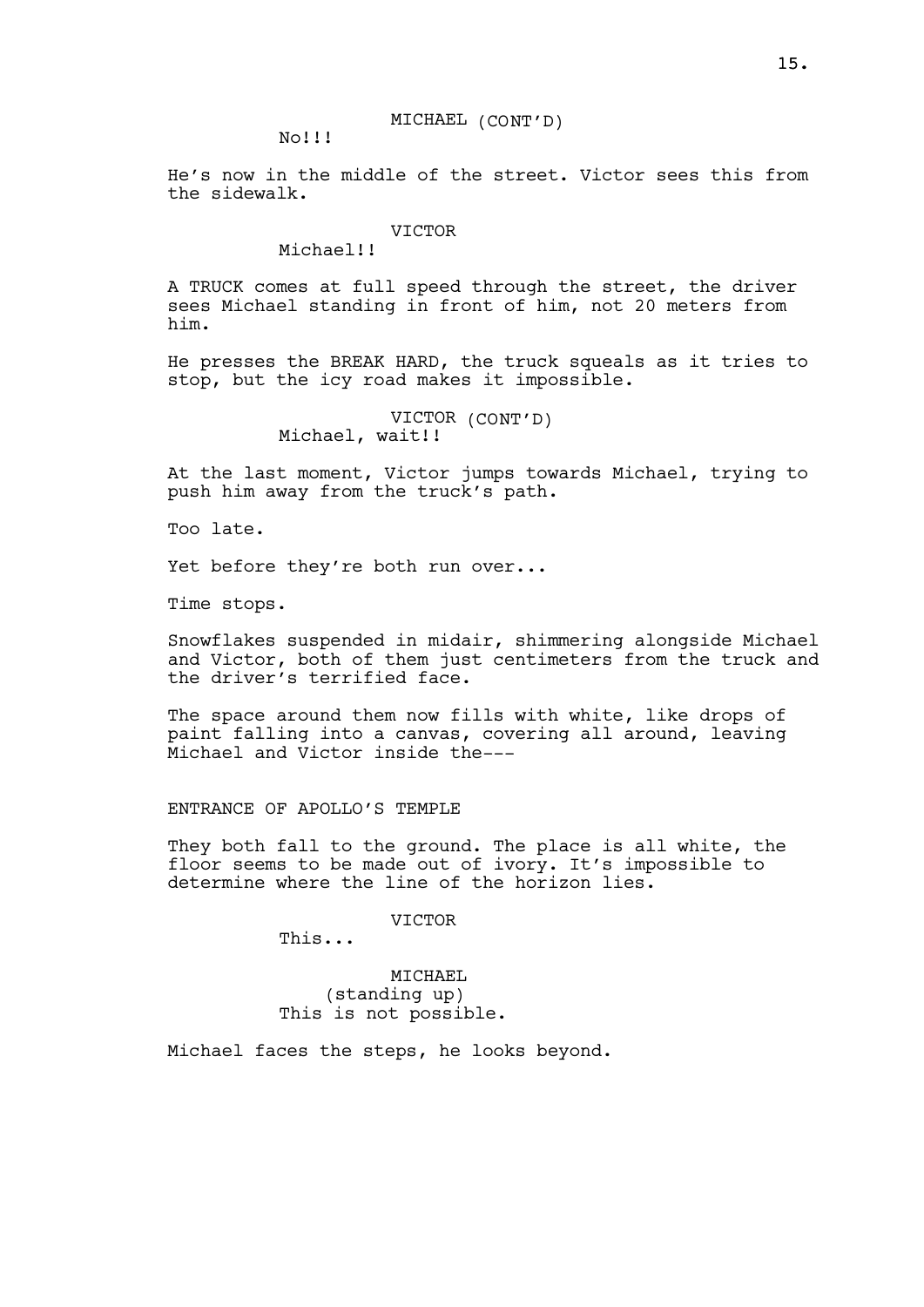MICHAEL (CONT'D)
No!!!

He's now in the middle of the street. Victor sees this from the sidewalk.

VICTOR
Michael!!

A TRUCK comes at full speed through the street, the driver sees Michael standing in front of him, not 20 meters from him.

He presses the BREAK HARD, the truck squeals as it tries to stop, but the icy road makes it impossible.

VICTOR (CONT'D)
Michael, wait!!

At the last moment, Victor jumps towards Michael, trying to push him away from the truck's path.

Too late.

Yet before they're both run over...

Time stops.

Snowflakes suspended in midair, shimmering alongside Michael and Victor, both of them just centimeters from the truck and the driver's terrified face.

The space around them now fills with white, like drops of paint falling into a canvas, covering all around, leaving Michael and Victor inside the---

ENTRANCE OF APOLLO'S TEMPLE

They both fall to the ground. The place is all white, the floor seems to be made out of ivory. It's impossible to determine where the line of the horizon lies.

VICTOR
This...

MICHAEL
(standing up)
This is not possible.

Michael faces the steps, he looks beyond.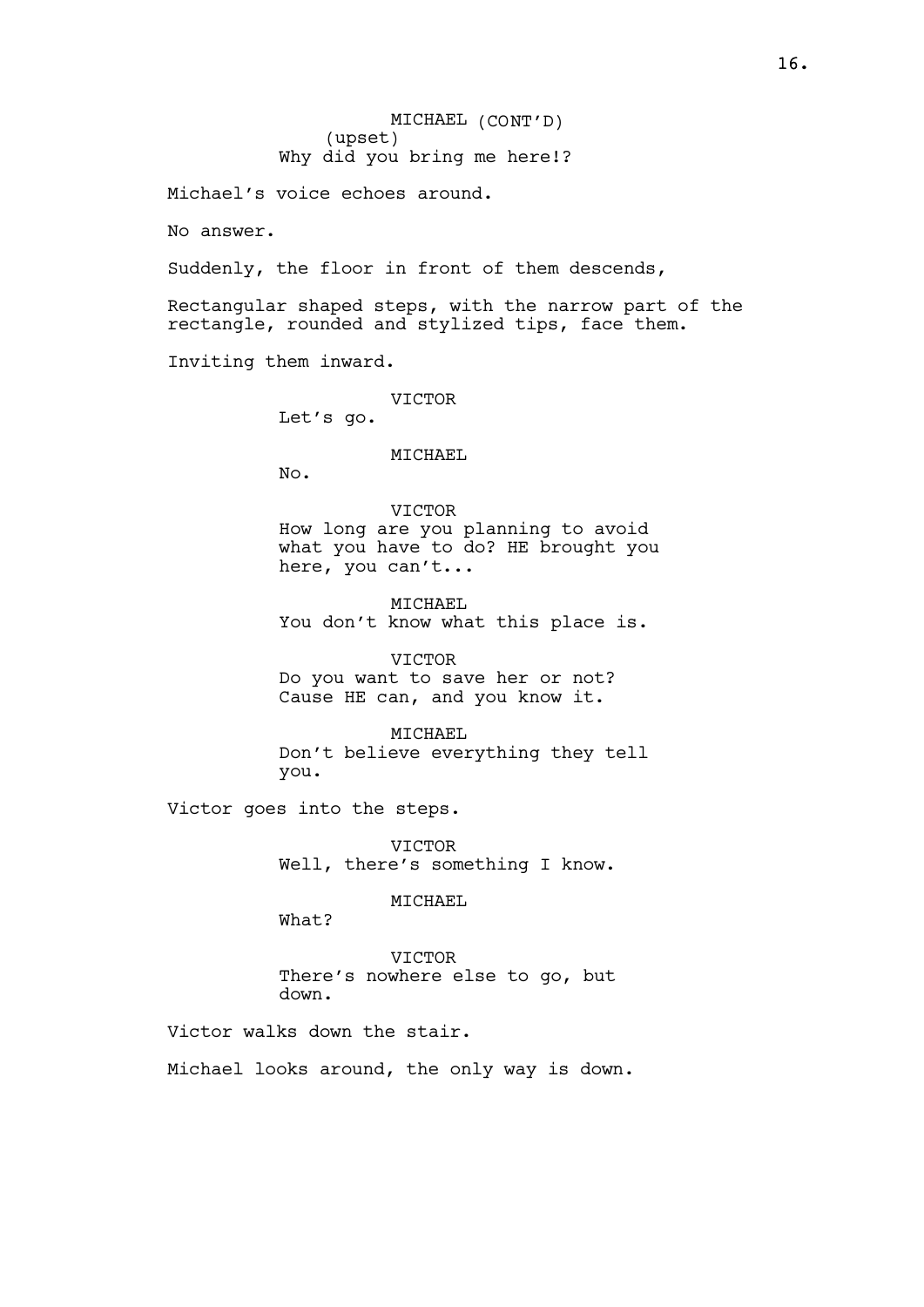MICHAEL (CONT'D)
(upset)
Why did you bring me here!?

Michael's voice echoes around.

No answer.

Suddenly, the floor in front of them descends,

Rectangular shaped steps, with the narrow part of the rectangle, rounded and stylized tips, face them.

Inviting them inward.

VICTOR
Let's go.

MICHAEL
No.

VICTOR
How long are you planning to avoid what you have to do? HE brought you here, you can't...

MICHAEL
You don't know what this place is.

VICTOR
Do you want to save her or not? Cause HE can, and you know it.

MICHAEL
Don't believe everything they tell you.

Victor goes into the steps.

VICTOR
Well, there's something I know.

MICHAEL
What?

VICTOR
There's nowhere else to go, but down.

Victor walks down the stair.

Michael looks around, the only way is down.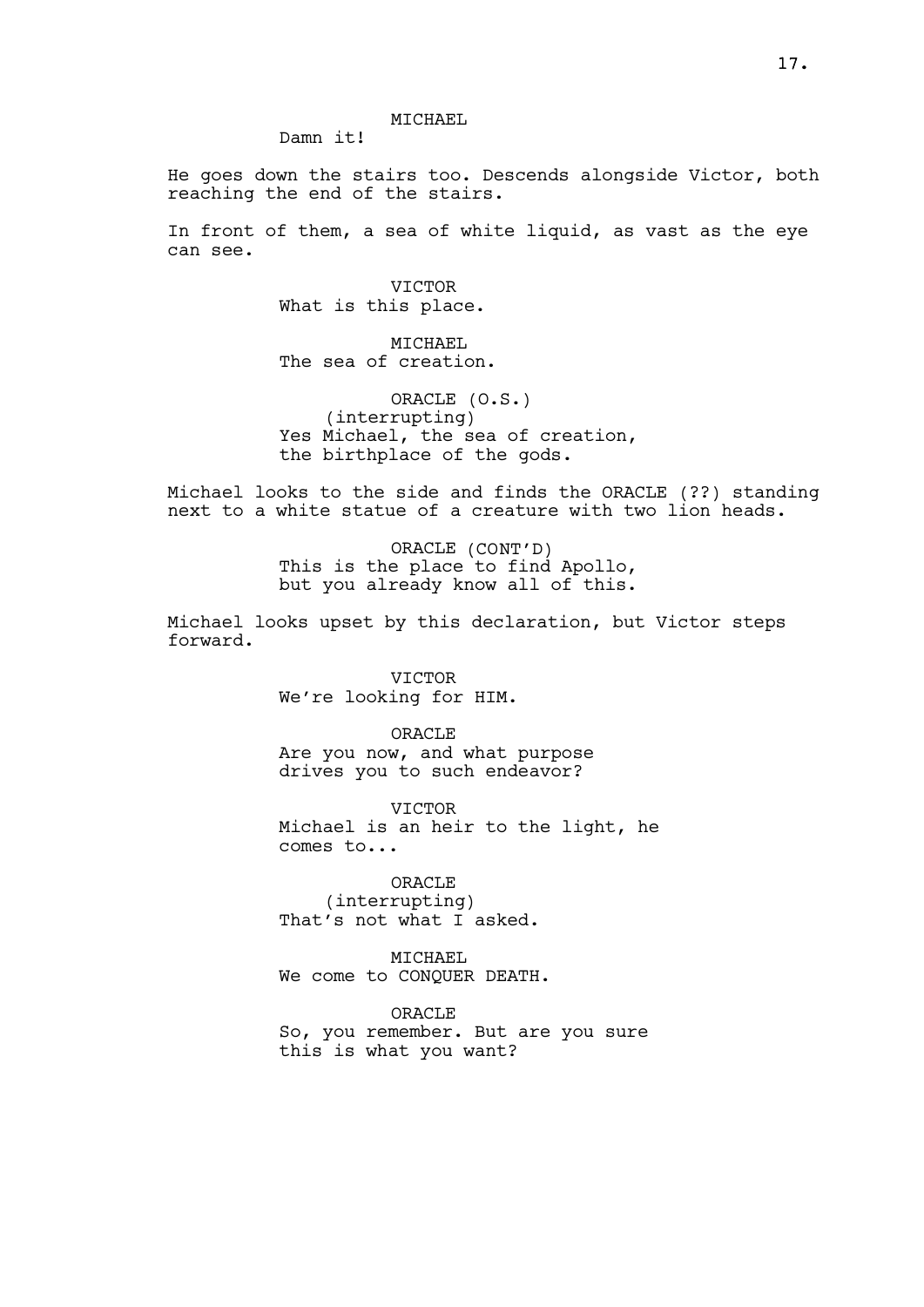MICHAEL

Damn it!

He goes down the stairs too. Descends alongside Victor, both reaching the end of the stairs.

In front of them, a sea of white liquid, as vast as the eye can see.

VICTOR

What is this place.

MICHAEL

The sea of creation.

ORACLE (O.S.)

(interrupting)

Yes Michael, the sea of creation, the birthplace of the gods.

Michael looks to the side and finds the ORACLE (??) standing next to a white statue of a creature with two lion heads.

ORACLE (CONT'D)

This is the place to find Apollo, but you already know all of this.

Michael looks upset by this declaration, but Victor steps forward.

VICTOR

We're looking for HIM.

ORACLE

Are you now, and what purpose drives you to such endeavor?

VICTOR

Michael is an heir to the light, he comes to...

ORACLE

(interrupting)

That's not what I asked.

MICHAEL

We come to CONQUER DEATH.

ORACLE

So, you remember. But are you sure this is what you want?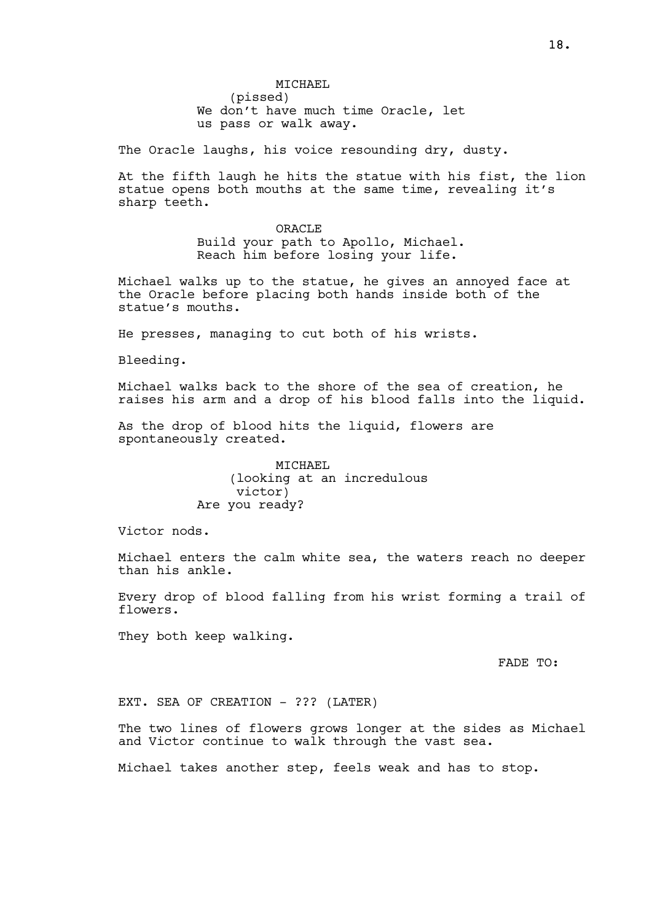MICHAEL
(pissed)
We don't have much time Oracle, let us pass or walk away.

The Oracle laughs, his voice resounding dry, dusty.

At the fifth laugh he hits the statue with his fist, the lion statue opens both mouths at the same time, revealing it's sharp teeth.

ORACLE
Build your path to Apollo, Michael. Reach him before losing your life.

Michael walks up to the statue, he gives an annoyed face at the Oracle before placing both hands inside both of the statue's mouths.

He presses, managing to cut both of his wrists.

Bleeding.

Michael walks back to the shore of the sea of creation, he raises his arm and a drop of his blood falls into the liquid.

As the drop of blood hits the liquid, flowers are spontaneously created.

MICHAEL
(looking at an incredulous victor)
Are you ready?

Victor nods.

Michael enters the calm white sea, the waters reach no deeper than his ankle.

Every drop of blood falling from his wrist forming a trail of flowers.

They both keep walking.

FADE TO:

EXT. SEA OF CREATION - ??? (LATER)

The two lines of flowers grows longer at the sides as Michael and Victor continue to walk through the vast sea.

Michael takes another step, feels weak and has to stop.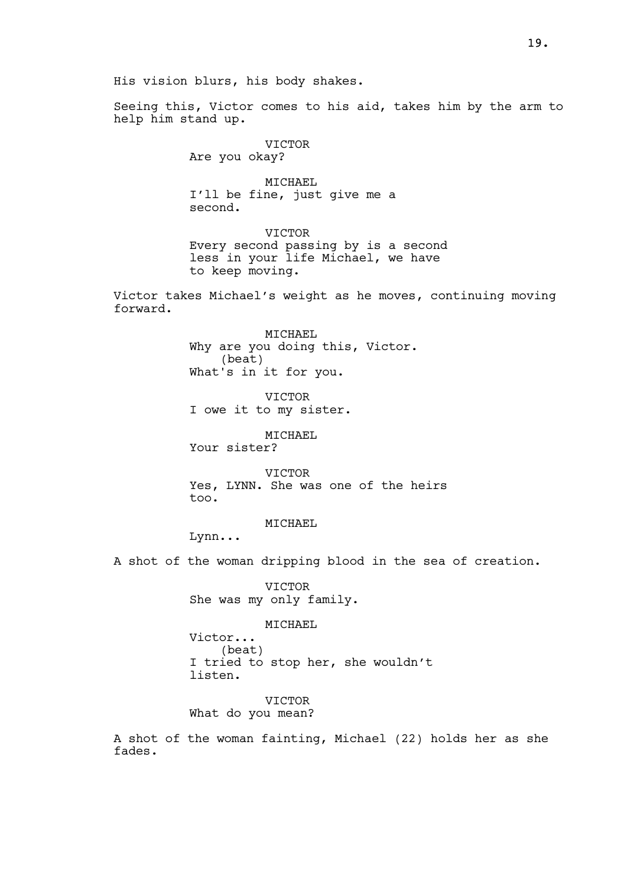His vision blurs, his body shakes.

Seeing this, Victor comes to his aid, takes him by the arm to help him stand up.

VICTOR
Are you okay?

MICHAEL
I'll be fine, just give me a second.

VICTOR
Every second passing by is a second less in your life Michael, we have to keep moving.

Victor takes Michael's weight as he moves, continuing moving forward.

MICHAEL
Why are you doing this, Victor.
(beat)
What's in it for you.

VICTOR
I owe it to my sister.

MICHAEL
Your sister?

VICTOR
Yes, LYNN. She was one of the heirs too.

MICHAEL
Lynn...

A shot of the woman dripping blood in the sea of creation.

VICTOR
She was my only family.

MICHAEL
Victor...
(beat)
I tried to stop her, she wouldn't listen.

VICTOR
What do you mean?

A shot of the woman fainting, Michael (22) holds her as she fades.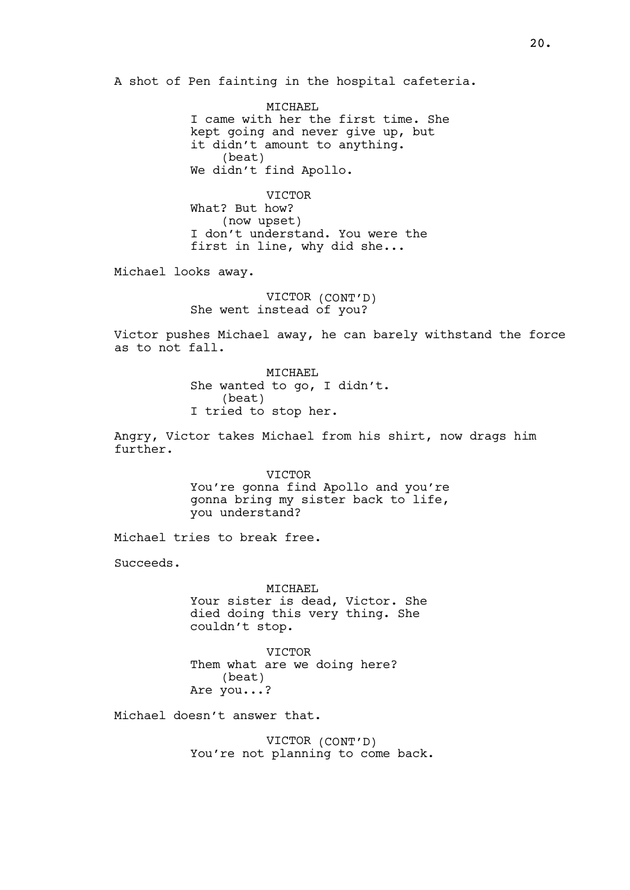A shot of Pen fainting in the hospital cafeteria.

MICHAEL
I came with her the first time. She kept going and never give up, but it didn't amount to anything.
(beat)
We didn't find Apollo.

VICTOR
What? But how?
(now upset)
I don't understand. You were the first in line, why did she...

Michael looks away.

VICTOR (CONT'D)
She went instead of you?

Victor pushes Michael away, he can barely withstand the force as to not fall.

MICHAEL
She wanted to go, I didn't.
(beat)
I tried to stop her.

Angry, Victor takes Michael from his shirt, now drags him further.

VICTOR
You're gonna find Apollo and you're gonna bring my sister back to life, you understand?

Michael tries to break free.

Succeeds.

MICHAEL
Your sister is dead, Victor. She died doing this very thing. She couldn't stop.

VICTOR
Them what are we doing here?
(beat)
Are you...?

Michael doesn't answer that.

VICTOR (CONT'D)
You're not planning to come back.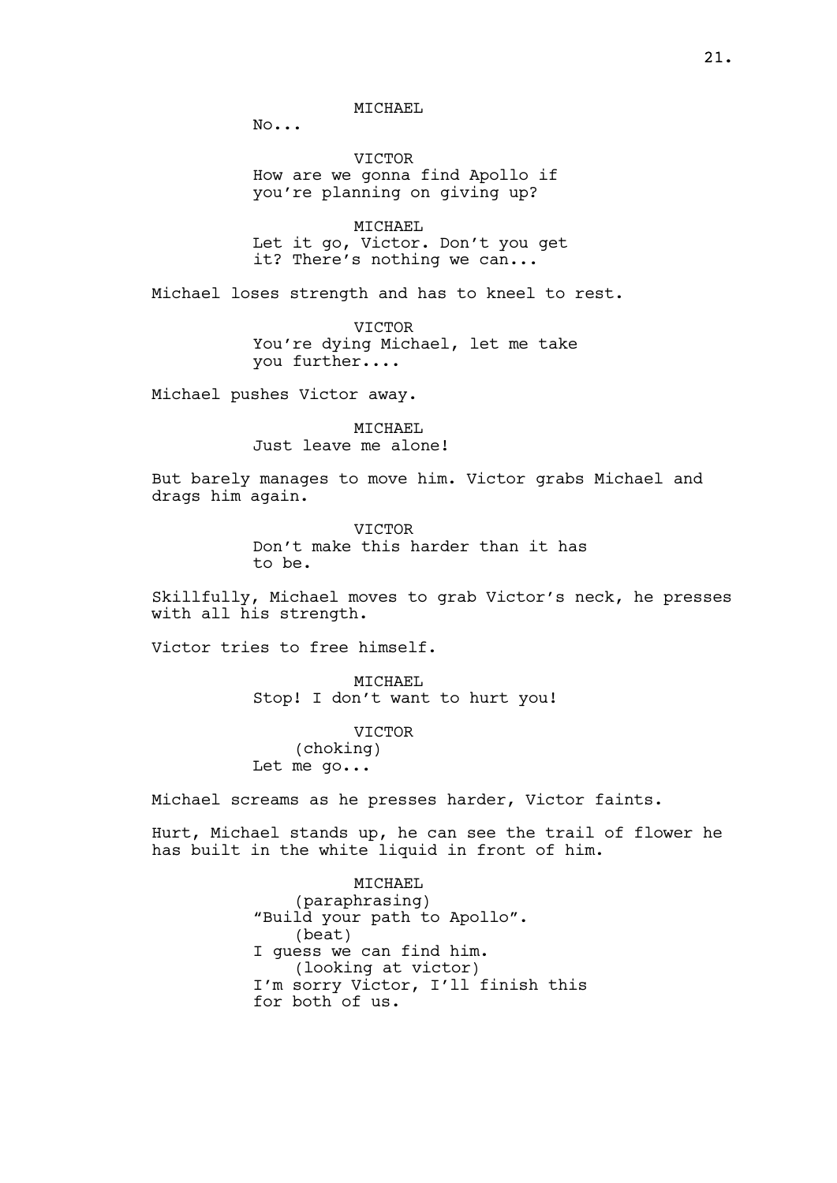MICHAEL

No...

VICTOR

How are we gonna find Apollo if you're planning on giving up?

MICHAEL

Let it go, Victor. Don't you get it? There's nothing we can...

Michael loses strength and has to kneel to rest.

VICTOR

You're dying Michael, let me take you further....

Michael pushes Victor away.

MICHAEL

Just leave me alone!

But barely manages to move him. Victor grabs Michael and drags him again.

VICTOR

Don't make this harder than it has to be.

Skillfully, Michael moves to grab Victor's neck, he presses with all his strength.

Victor tries to free himself.

MICHAEL

Stop! I don't want to hurt you!

VICTOR

(choking)

Let me go...

Michael screams as he presses harder, Victor faints.

Hurt, Michael stands up, he can see the trail of flower he has built in the white liquid in front of him.

MICHAEL

(paraphrasing)

"Build your path to Apollo".

(beat)

I guess we can find him.

(looking at victor)

I'm sorry Victor, I'll finish this for both of us.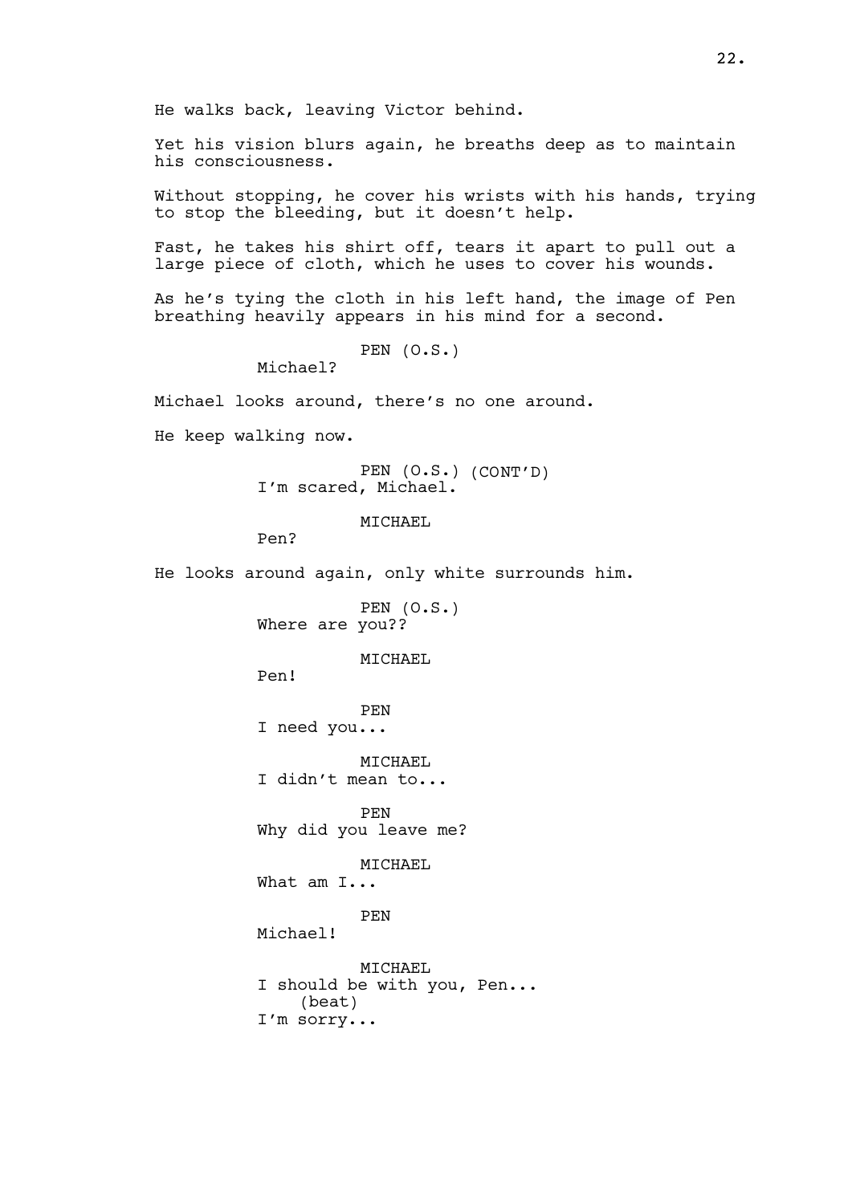He walks back, leaving Victor behind.

Yet his vision blurs again, he breaths deep as to maintain his consciousness.

Without stopping, he cover his wrists with his hands, trying to stop the bleeding, but it doesn't help.

Fast, he takes his shirt off, tears it apart to pull out a large piece of cloth, which he uses to cover his wounds.

As he's tying the cloth in his left hand, the image of Pen breathing heavily appears in his mind for a second.

PEN (O.S.)
Michael?

Michael looks around, there's no one around.

He keep walking now.

PEN (O.S.) (CONT'D)
I'm scared, Michael.

MICHAEL
Pen?

He looks around again, only white surrounds him.

PEN (O.S.)
Where are you??

MICHAEL
Pen!

PEN
I need you...

MICHAEL
I didn't mean to...

PEN
Why did you leave me?

MICHAEL
What am I...

PEN
Michael!

MICHAEL
I should be with you, Pen...
(beat)
I'm sorry...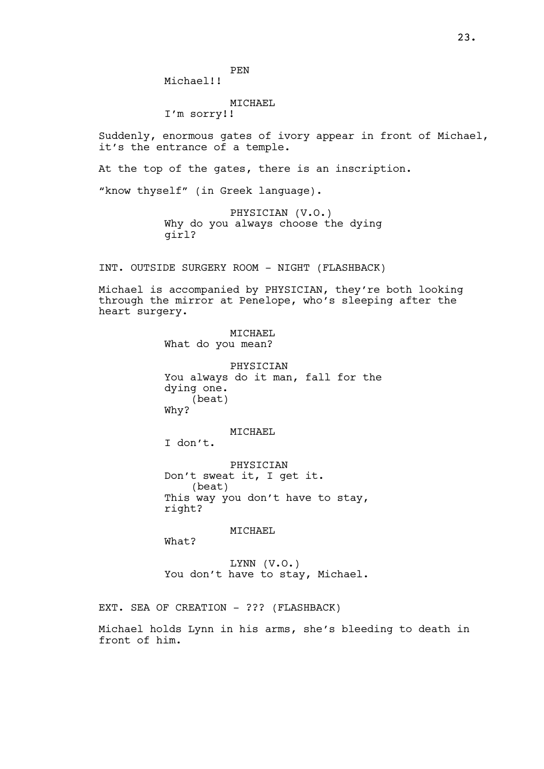PEN
Michael!!

MICHAEL
I'm sorry!!

Suddenly, enormous gates of ivory appear in front of Michael, it's the entrance of a temple.

At the top of the gates, there is an inscription.

"know thyself" (in Greek language).

PHYSICIAN (V.O.)
Why do you always choose the dying girl?

INT. OUTSIDE SURGERY ROOM - NIGHT (FLASHBACK)

Michael is accompanied by PHYSICIAN, they're both looking through the mirror at Penelope, who's sleeping after the heart surgery.

MICHAEL
What do you mean?

PHYSICIAN
You always do it man, fall for the dying one.
(beat)
Why?

MICHAEL
I don't.

PHYSICIAN
Don't sweat it, I get it.
(beat)
This way you don't have to stay, right?

MICHAEL
What?

LYNN (V.O.)
You don't have to stay, Michael.

EXT. SEA OF CREATION - ??? (FLASHBACK)

Michael holds Lynn in his arms, she's bleeding to death in front of him.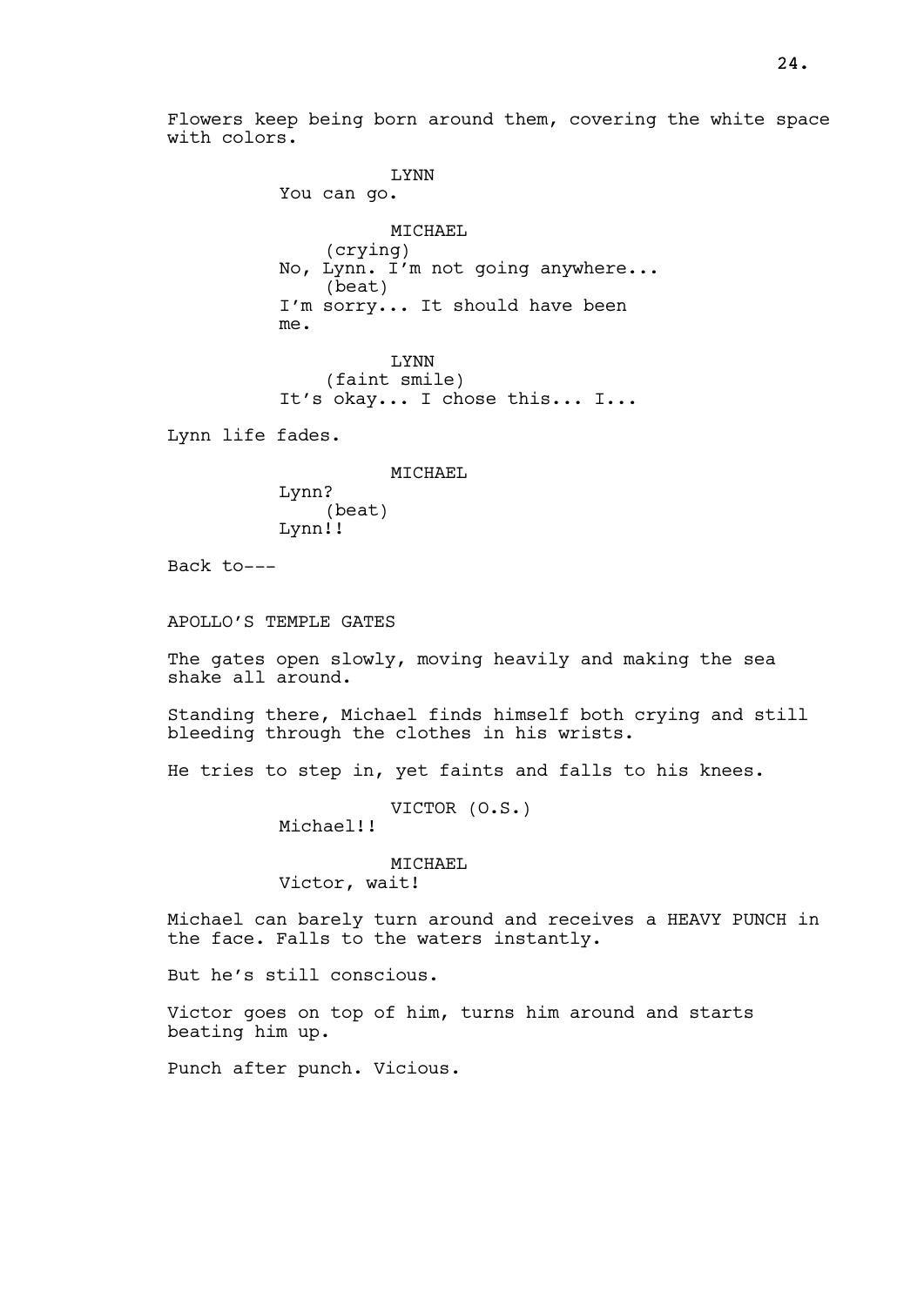Flowers keep being born around them, covering the white space with colors.

LYNN
You can go.

MICHAEL
(crying)
No, Lynn. I'm not going anywhere...
(beat)
I'm sorry... It should have been me.

LYNN
(faint smile)
It's okay... I chose this... I...

Lynn life fades.

MICHAEL
Lynn?
(beat)
Lynn!!

Back to---

APOLLO'S TEMPLE GATES

The gates open slowly, moving heavily and making the sea shake all around.

Standing there, Michael finds himself both crying and still bleeding through the clothes in his wrists.

He tries to step in, yet faints and falls to his knees.

VICTOR (O.S.)
Michael!!

MICHAEL
Victor, wait!

Michael can barely turn around and receives a HEAVY PUNCH in the face. Falls to the waters instantly.

But he's still conscious.

Victor goes on top of him, turns him around and starts beating him up.

Punch after punch. Vicious.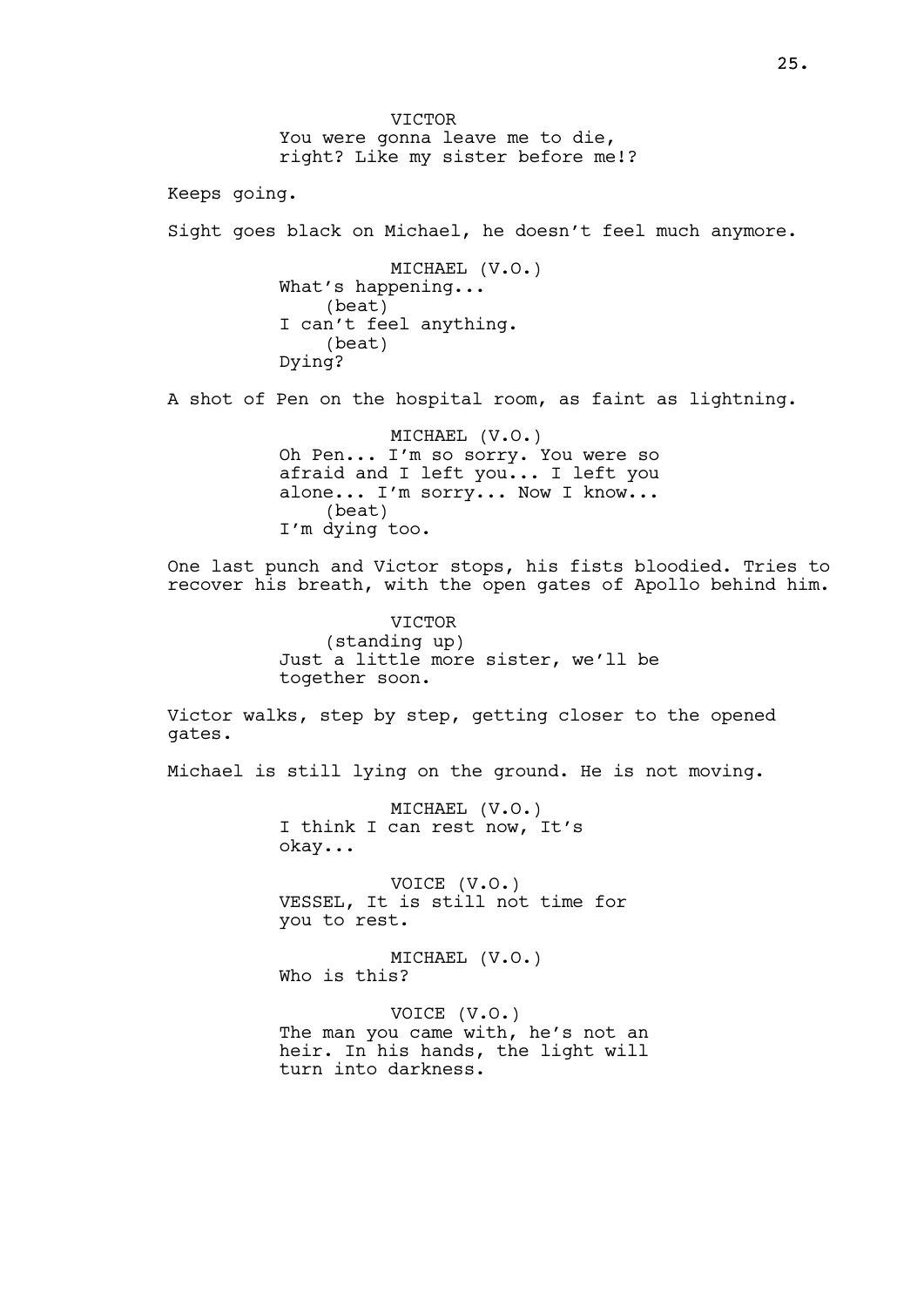VICTOR
You were gonna leave me to die, right? Like my sister before me!?

Keeps going.

Sight goes black on Michael, he doesn't feel much anymore.

MICHAEL (V.O.)
What's happening...
(beat)
I can't feel anything.
(beat)
Dying?

A shot of Pen on the hospital room, as faint as lightning.

MICHAEL (V.O.)
Oh Pen... I'm so sorry. You were so afraid and I left you... I left you alone... I'm sorry... Now I know...
(beat)
I'm dying too.

One last punch and Victor stops, his fists bloodied. Tries to recover his breath, with the open gates of Apollo behind him.

VICTOR
(standing up)
Just a little more sister, we'll be together soon.

Victor walks, step by step, getting closer to the opened gates.

Michael is still lying on the ground. He is not moving.

MICHAEL (V.O.)
I think I can rest now, It's okay...

VOICE (V.O.)
VESSEL, It is still not time for you to rest.

MICHAEL (V.O.)
Who is this?

VOICE (V.O.)
The man you came with, he's not an heir. In his hands, the light will turn into darkness.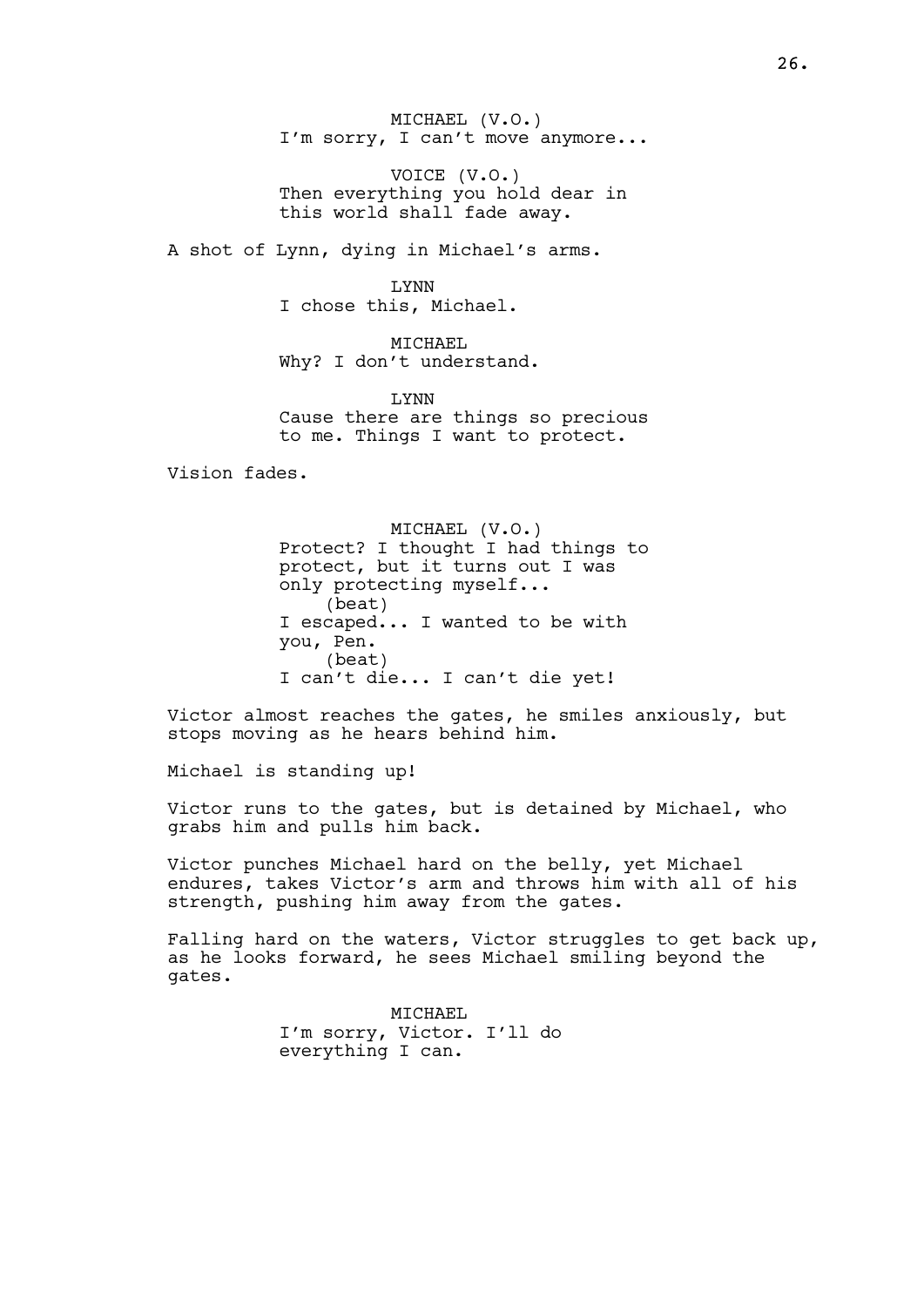MICHAEL (V.O.)
I'm sorry, I can't move anymore...

VOICE (V.O.)
Then everything you hold dear in this world shall fade away.

A shot of Lynn, dying in Michael's arms.

LYNN
I chose this, Michael.

MICHAEL
Why? I don't understand.

LYNN
Cause there are things so precious to me. Things I want to protect.

Vision fades.

MICHAEL (V.O.)
Protect? I thought I had things to protect, but it turns out I was only protecting myself...
(beat)
I escaped... I wanted to be with you, Pen.
(beat)
I can't die... I can't die yet!

Victor almost reaches the gates, he smiles anxiously, but stops moving as he hears behind him.

Michael is standing up!

Victor runs to the gates, but is detained by Michael, who grabs him and pulls him back.

Victor punches Michael hard on the belly, yet Michael endures, takes Victor's arm and throws him with all of his strength, pushing him away from the gates.

Falling hard on the waters, Victor struggles to get back up, as he looks forward, he sees Michael smiling beyond the gates.

MICHAEL
I'm sorry, Victor. I'll do everything I can.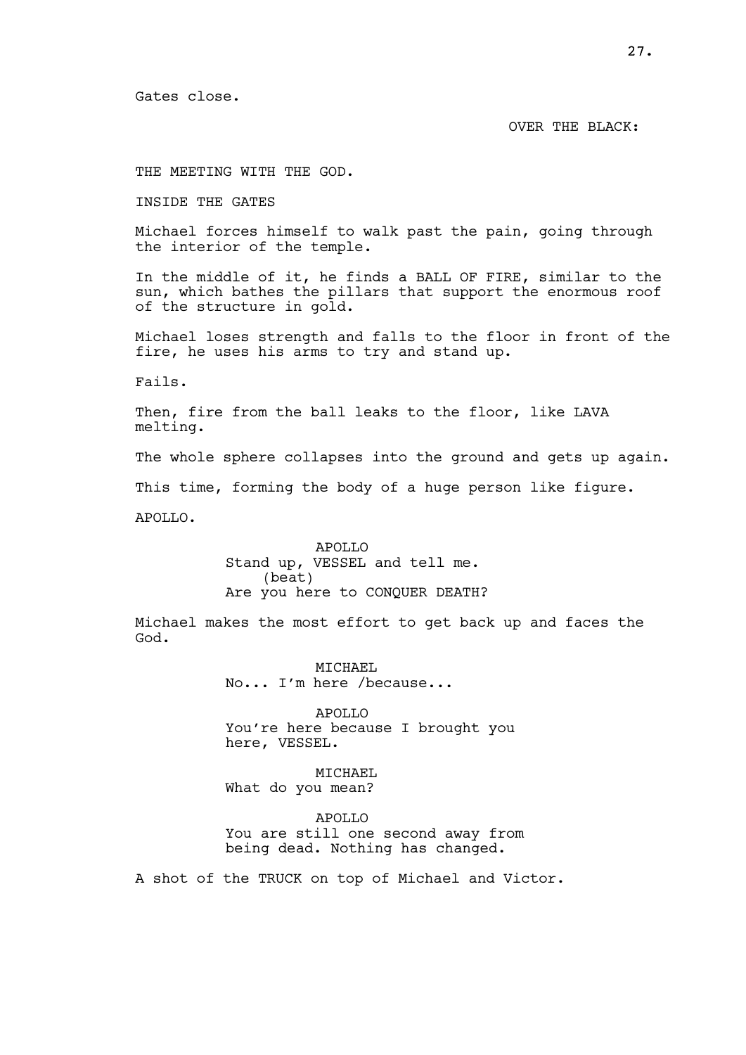Gates close.

OVER THE BLACK:

THE MEETING WITH THE GOD.

INSIDE THE GATES

Michael forces himself to walk past the pain, going through the interior of the temple.

In the middle of it, he finds a BALL OF FIRE, similar to the sun, which bathes the pillars that support the enormous roof of the structure in gold.

Michael loses strength and falls to the floor in front of the fire, he uses his arms to try and stand up.

Fails.

Then, fire from the ball leaks to the floor, like LAVA melting.

The whole sphere collapses into the ground and gets up again.

This time, forming the body of a huge person like figure.

APOLLO.

APOLLO
Stand up, VESSEL and tell me.
(beat)
Are you here to CONQUER DEATH?

Michael makes the most effort to get back up and faces the God.

MICHAEL
No... I'm here /because...

APOLLO
You're here because I brought you here, VESSEL.

MICHAEL
What do you mean?

APOLLO
You are still one second away from being dead. Nothing has changed.

A shot of the TRUCK on top of Michael and Victor.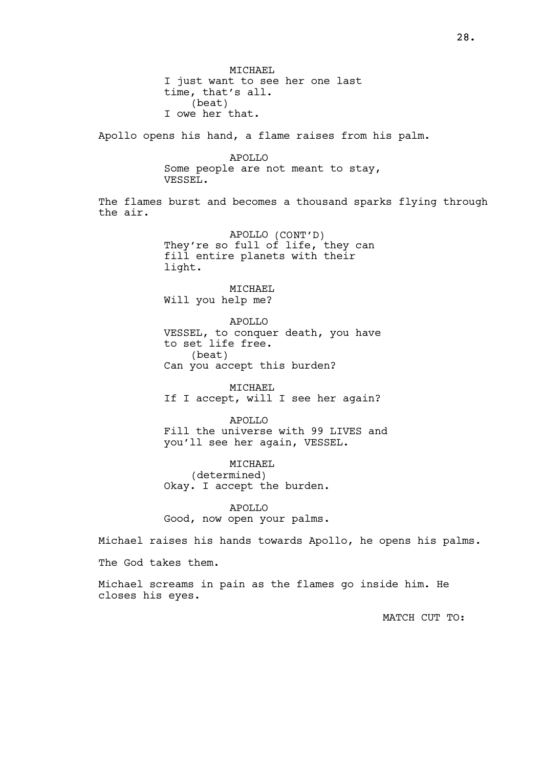MICHAEL
I just want to see her one last time, that's all.
(beat)
I owe her that.

Apollo opens his hand, a flame raises from his palm.

APOLLO
Some people are not meant to stay, VESSEL.

The flames burst and becomes a thousand sparks flying through the air.

APOLLO (CONT'D)
They're so full of life, they can fill entire planets with their light.

MICHAEL
Will you help me?

APOLLO
VESSEL, to conquer death, you have to set life free.
(beat)
Can you accept this burden?

MICHAEL
If I accept, will I see her again?

APOLLO
Fill the universe with 99 LIVES and you'll see her again, VESSEL.

MICHAEL
(determined)
Okay. I accept the burden.

APOLLO
Good, now open your palms.

Michael raises his hands towards Apollo, he opens his palms.

The God takes them.

Michael screams in pain as the flames go inside him. He closes his eyes.

MATCH CUT TO: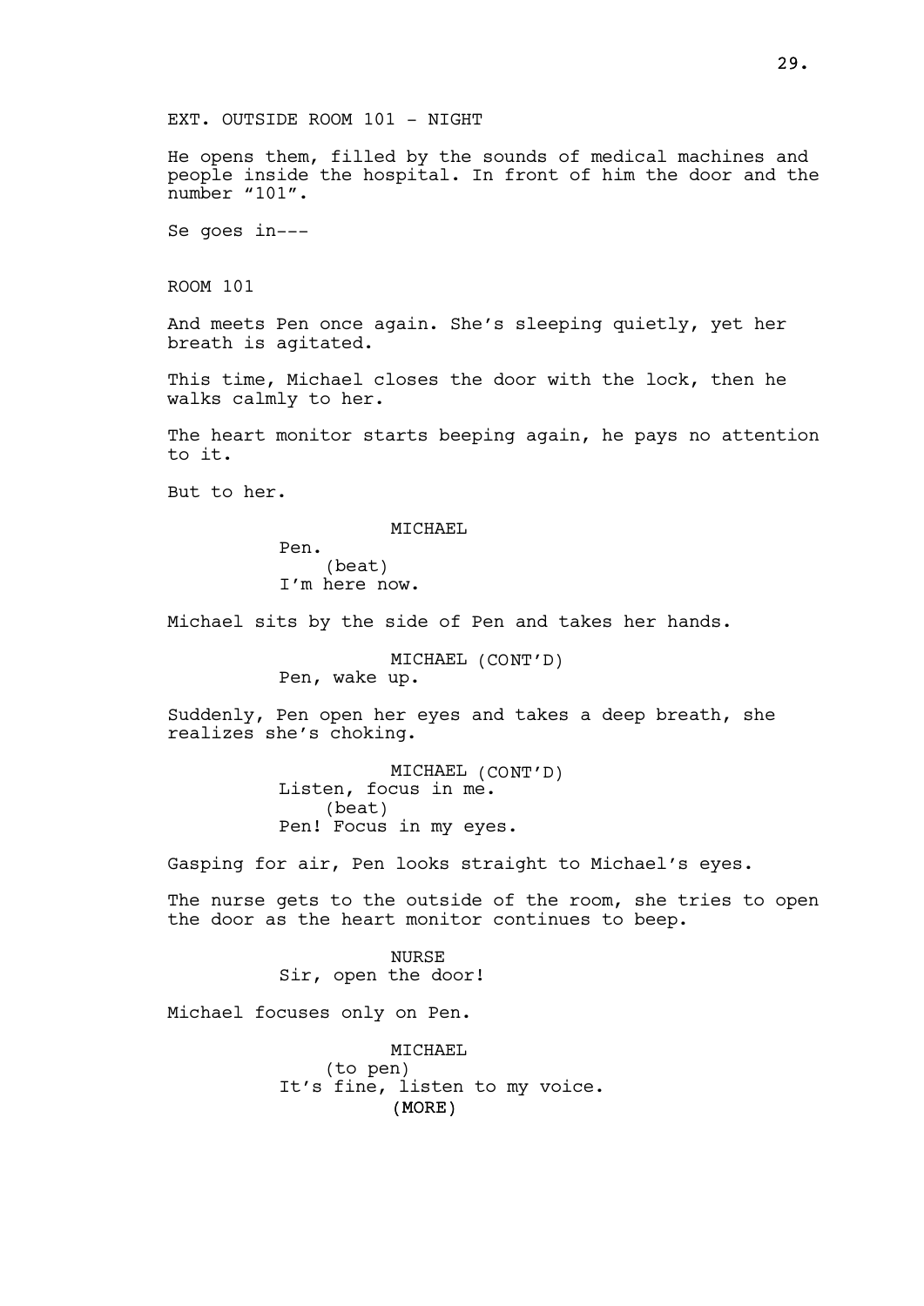EXT. OUTSIDE ROOM 101 - NIGHT

He opens them, filled by the sounds of medical machines and people inside the hospital. In front of him the door and the number "101".

Se goes in---

ROOM 101

And meets Pen once again. She's sleeping quietly, yet her breath is agitated.

This time, Michael closes the door with the lock, then he walks calmly to her.

The heart monitor starts beeping again, he pays no attention to it.

But to her.

MICHAEL
Pen.
(beat)
I'm here now.

Michael sits by the side of Pen and takes her hands.

MICHAEL (CONT'D)
Pen, wake up.

Suddenly, Pen open her eyes and takes a deep breath, she realizes she's choking.

MICHAEL (CONT'D)
Listen, focus in me.
(beat)
Pen! Focus in my eyes.

Gasping for air, Pen looks straight to Michael's eyes.

The nurse gets to the outside of the room, she tries to open the door as the heart monitor continues to beep.

NURSE
Sir, open the door!

Michael focuses only on Pen.

MICHAEL
(to pen)
It's fine, listen to my voice.
(MORE)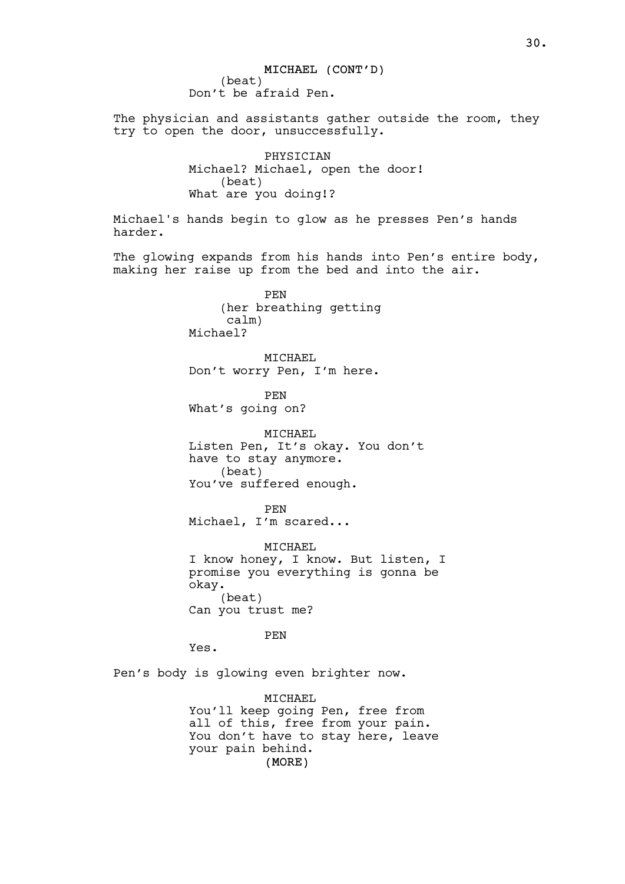MICHAEL (CONT'D)
(beat)
Don't be afraid Pen.

The physician and assistants gather outside the room, they try to open the door, unsuccessfully.

PHYSICIAN
Michael? Michael, open the door!
(beat)
What are you doing!?

Michael's hands begin to glow as he presses Pen's hands harder.

The glowing expands from his hands into Pen's entire body, making her raise up from the bed and into the air.

PEN
(her breathing getting calm)
Michael?

MICHAEL
Don't worry Pen, I'm here.

PEN
What's going on?

MICHAEL
Listen Pen, It's okay. You don't have to stay anymore.
(beat)
You've suffered enough.

PEN
Michael, I'm scared...

MICHAEL
I know honey, I know. But listen, I promise you everything is gonna be okay.
(beat)
Can you trust me?

PEN
Yes.

Pen's body is glowing even brighter now.

MICHAEL
You'll keep going Pen, free from all of this, free from your pain. You don't have to stay here, leave your pain behind.
(MORE)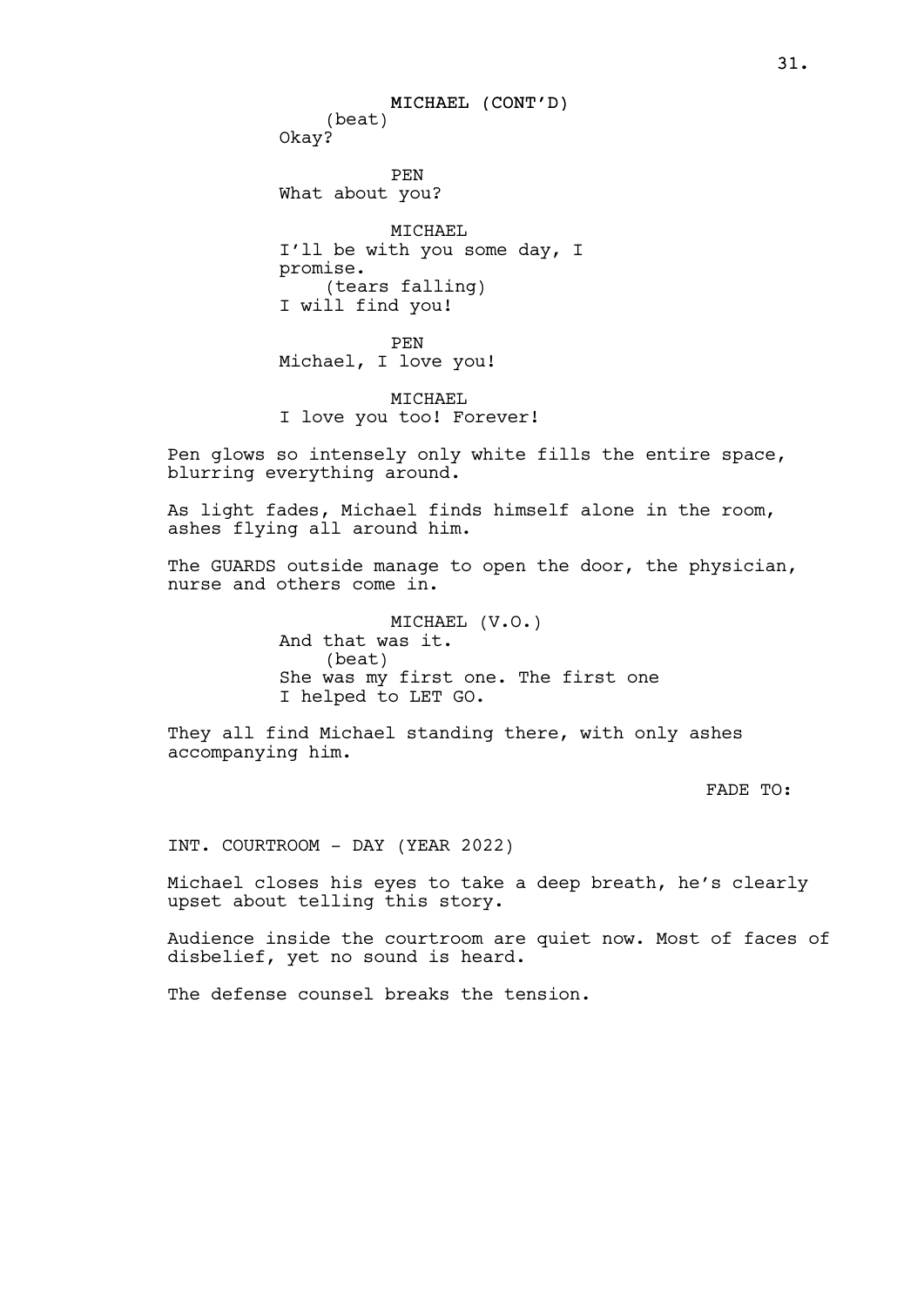MICHAEL (CONT'D)
(beat)
Okay?

PEN
What about you?

MICHAEL
I'll be with you some day, I promise.
(tears falling)
I will find you!

PEN
Michael, I love you!

MICHAEL
I love you too! Forever!

Pen glows so intensely only white fills the entire space, blurring everything around.

As light fades, Michael finds himself alone in the room, ashes flying all around him.

The GUARDS outside manage to open the door, the physician, nurse and others come in.

MICHAEL (V.O.)
And that was it.
(beat)
She was my first one. The first one I helped to LET GO.

They all find Michael standing there, with only ashes accompanying him.

FADE TO:

INT. COURTROOM - DAY (YEAR 2022)

Michael closes his eyes to take a deep breath, he's clearly upset about telling this story.

Audience inside the courtroom are quiet now. Most of faces of disbelief, yet no sound is heard.

The defense counsel breaks the tension.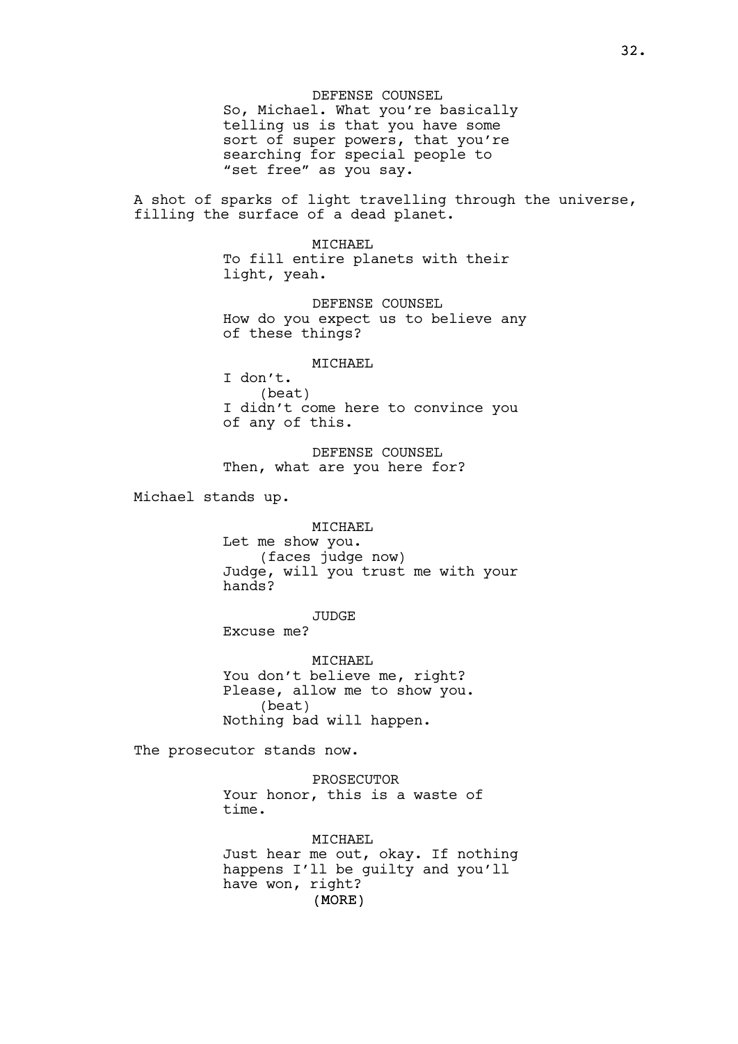DEFENSE COUNSEL
So, Michael. What you're basically telling us is that you have some sort of super powers, that you're searching for special people to "set free" as you say.

A shot of sparks of light travelling through the universe, filling the surface of a dead planet.

MICHAEL
To fill entire planets with their light, yeah.

DEFENSE COUNSEL
How do you expect us to believe any of these things?

MICHAEL
I don't.
(beat)
I didn't come here to convince you of any of this.

DEFENSE COUNSEL
Then, what are you here for?

Michael stands up.

MICHAEL
Let me show you.
(faces judge now)
Judge, will you trust me with your hands?

JUDGE
Excuse me?

MICHAEL
You don't believe me, right? Please, allow me to show you.
(beat)
Nothing bad will happen.

The prosecutor stands now.

PROSECUTOR
Your honor, this is a waste of time.

MICHAEL
Just hear me out, okay. If nothing happens I'll be guilty and you'll have won, right?
(MORE)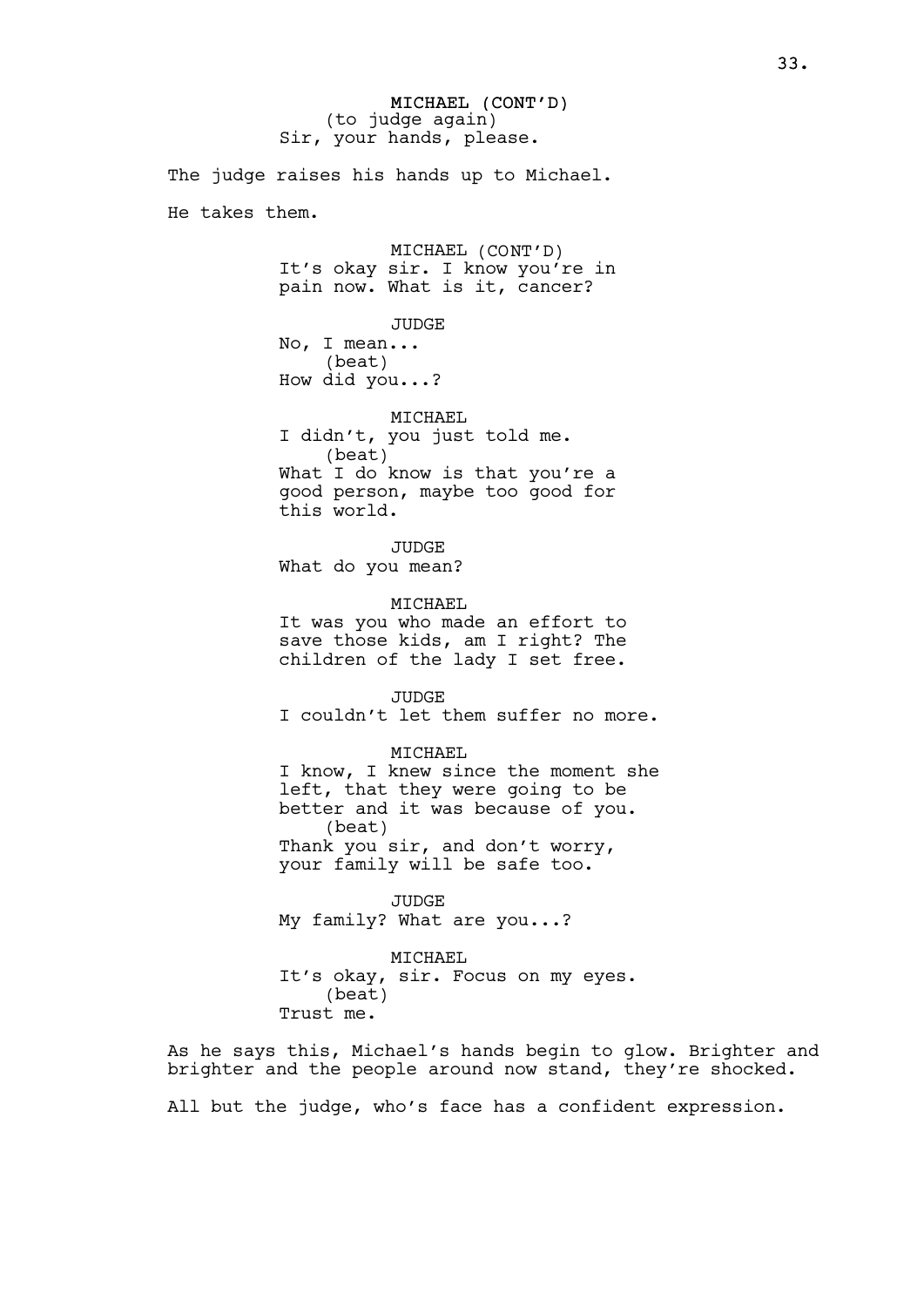MICHAEL (CONT'D)
(to judge again)
Sir, your hands, please.

The judge raises his hands up to Michael.

He takes them.

MICHAEL (CONT'D)
It's okay sir. I know you're in pain now. What is it, cancer?

JUDGE
No, I mean...
(beat)
How did you...?

MICHAEL
I didn't, you just told me.
(beat)
What I do know is that you're a good person, maybe too good for this world.

JUDGE
What do you mean?

MICHAEL
It was you who made an effort to save those kids, am I right? The children of the lady I set free.

JUDGE
I couldn't let them suffer no more.

MICHAEL
I know, I knew since the moment she left, that they were going to be better and it was because of you.
(beat)
Thank you sir, and don't worry, your family will be safe too.

JUDGE
My family? What are you...?

MICHAEL
It's okay, sir. Focus on my eyes.
(beat)
Trust me.

As he says this, Michael's hands begin to glow. Brighter and brighter and the people around now stand, they're shocked.

All but the judge, who's face has a confident expression.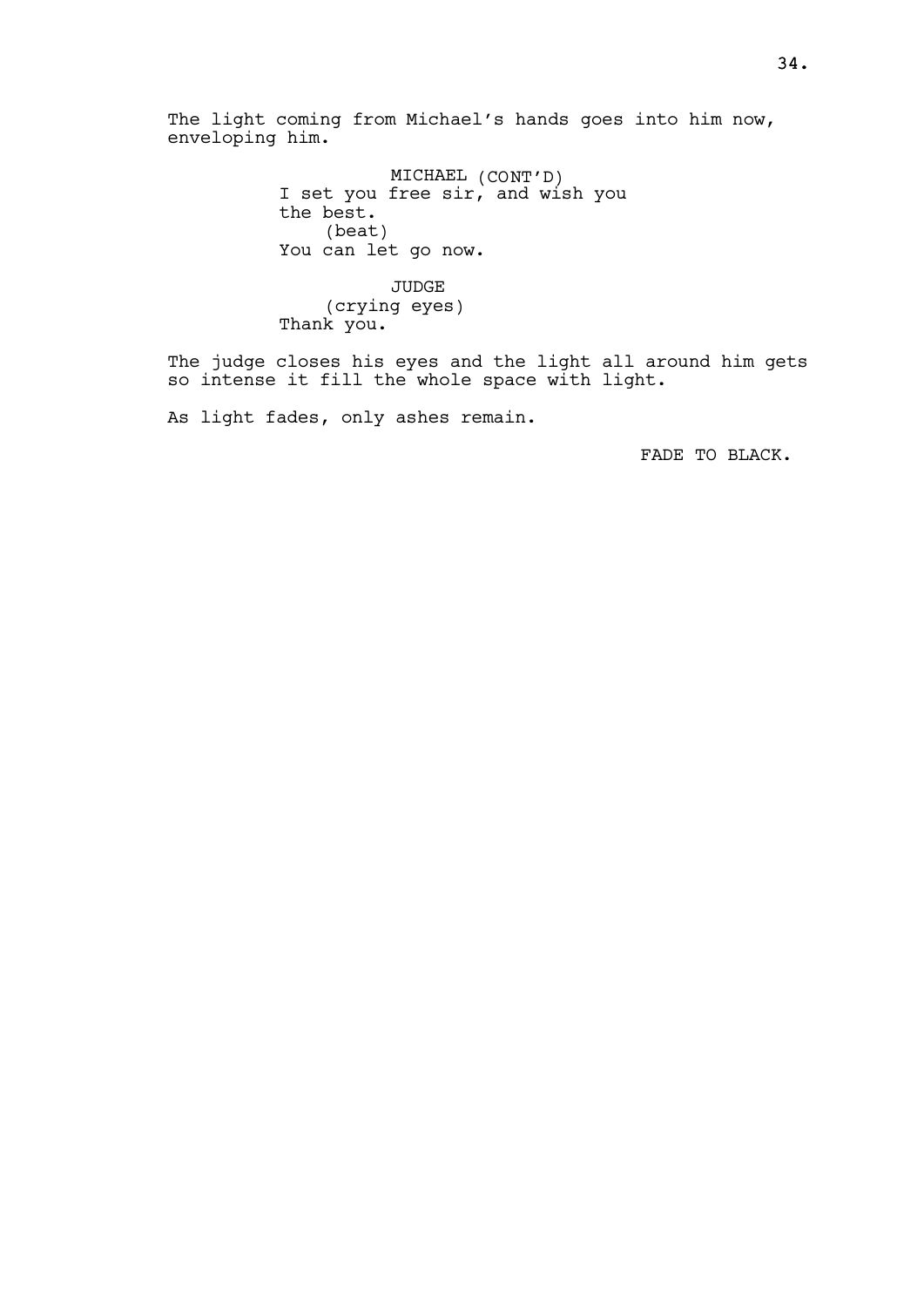The light coming from Michael's hands goes into him now, enveloping him.

MICHAEL (CONT'D)
I set you free sir, and wish you the best.
(beat)
You can let go now.

JUDGE
(crying eyes)
Thank you.

The judge closes his eyes and the light all around him gets so intense it fill the whole space with light.

As light fades, only ashes remain.

FADE TO BLACK.